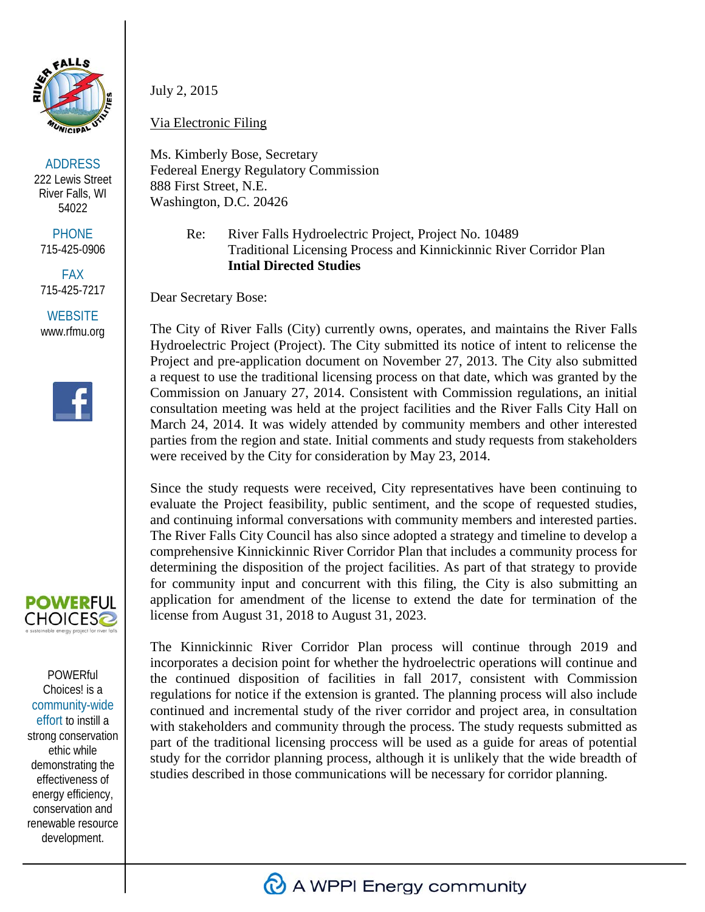ADDRESS
222 Lewis Street
River Falls, WI
54022

PHONE
715-425-0906

FAX
715-425-7217

WEBSITE
www.rfmu.org

POWERFUL CHOICES
a sustainable energy project for river falls

POWERful Choices! is a community-wide effort to instill a strong conservation ethic while demonstrating the effectiveness of energy efficiency, conservation and renewable resource development.

July 2, 2015

Via Electronic Filing

Ms. Kimberly Bose, Secretary
Federeal Energy Regulatory Commission
888 First Street, N.E.
Washington, D.C. 20426

Re: River Falls Hydroelectric Project, Project No. 10489
Traditional Licensing Process and Kinnickinnic River Corridor Plan
**Intial Directed Studies**

Dear Secretary Bose:

The City of River Falls (City) currently owns, operates, and maintains the River Falls Hydroelectric Project (Project). The City submitted its notice of intent to relicense the Project and pre-application document on November 27, 2013. The City also submitted a request to use the traditional licensing process on that date, which was granted by the Commission on January 27, 2014. Consistent with Commission regulations, an initial consultation meeting was held at the project facilities and the River Falls City Hall on March 24, 2014. It was widely attended by community members and other interested parties from the region and state. Initial comments and study requests from stakeholders were received by the City for consideration by May 23, 2014.

Since the study requests were received, City representatives have been continuing to evaluate the Project feasibility, public sentiment, and the scope of requested studies, and continuing informal conversations with community members and interested parties. The River Falls City Council has also since adopted a strategy and timeline to develop a comprehensive Kinnickinnic River Corridor Plan that includes a community process for determining the disposition of the project facilities. As part of that strategy to provide for community input and concurrent with this filing, the City is also submitting an application for amendment of the license to extend the date for termination of the license from August 31, 2018 to August 31, 2023.

The Kinnickinnic River Corridor Plan process will continue through 2019 and incorporates a decision point for whether the hydroelectric operations will continue and the continued disposition of facilities in fall 2017, consistent with Commission regulations for notice if the extension is granted. The planning process will also include continued and incremental study of the river corridor and project area, in consultation with stakeholders and community through the process. The study requests submitted as part of the traditional licensing proccess will be used as a guide for areas of potential study for the corridor planning process, although it is unlikely that the wide breadth of studies described in those communications will be necessary for corridor planning.

A WPPI Energy community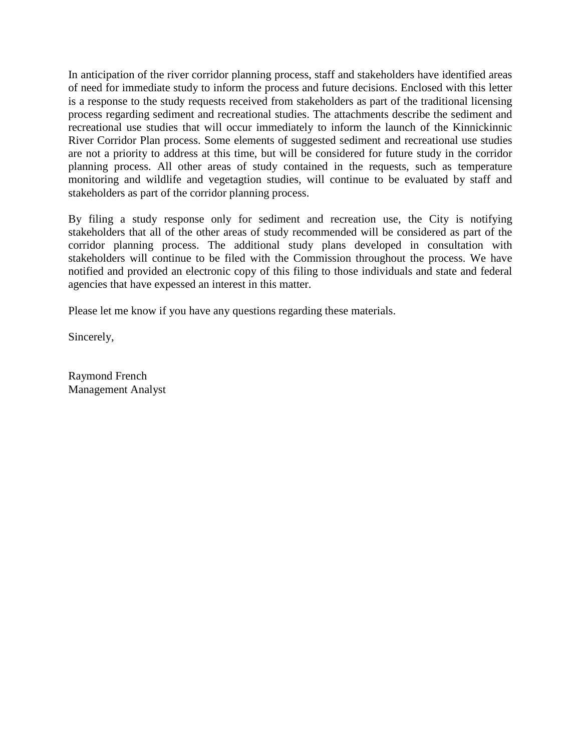In anticipation of the river corridor planning process, staff and stakeholders have identified areas of need for immediate study to inform the process and future decisions. Enclosed with this letter is a response to the study requests received from stakeholders as part of the traditional licensing process regarding sediment and recreational studies. The attachments describe the sediment and recreational use studies that will occur immediately to inform the launch of the Kinnickinnic River Corridor Plan process. Some elements of suggested sediment and recreational use studies are not a priority to address at this time, but will be considered for future study in the corridor planning process. All other areas of study contained in the requests, such as temperature monitoring and wildlife and vegetagtion studies, will continue to be evaluated by staff and stakeholders as part of the corridor planning process.

By filing a study response only for sediment and recreation use, the City is notifying stakeholders that all of the other areas of study recommended will be considered as part of the corridor planning process. The additional study plans developed in consultation with stakeholders will continue to be filed with the Commission throughout the process. We have notified and provided an electronic copy of this filing to those individuals and state and federal agencies that have expessed an interest in this matter.

Please let me know if you have any questions regarding these materials.

Sincerely,

Raymond French
Management Analyst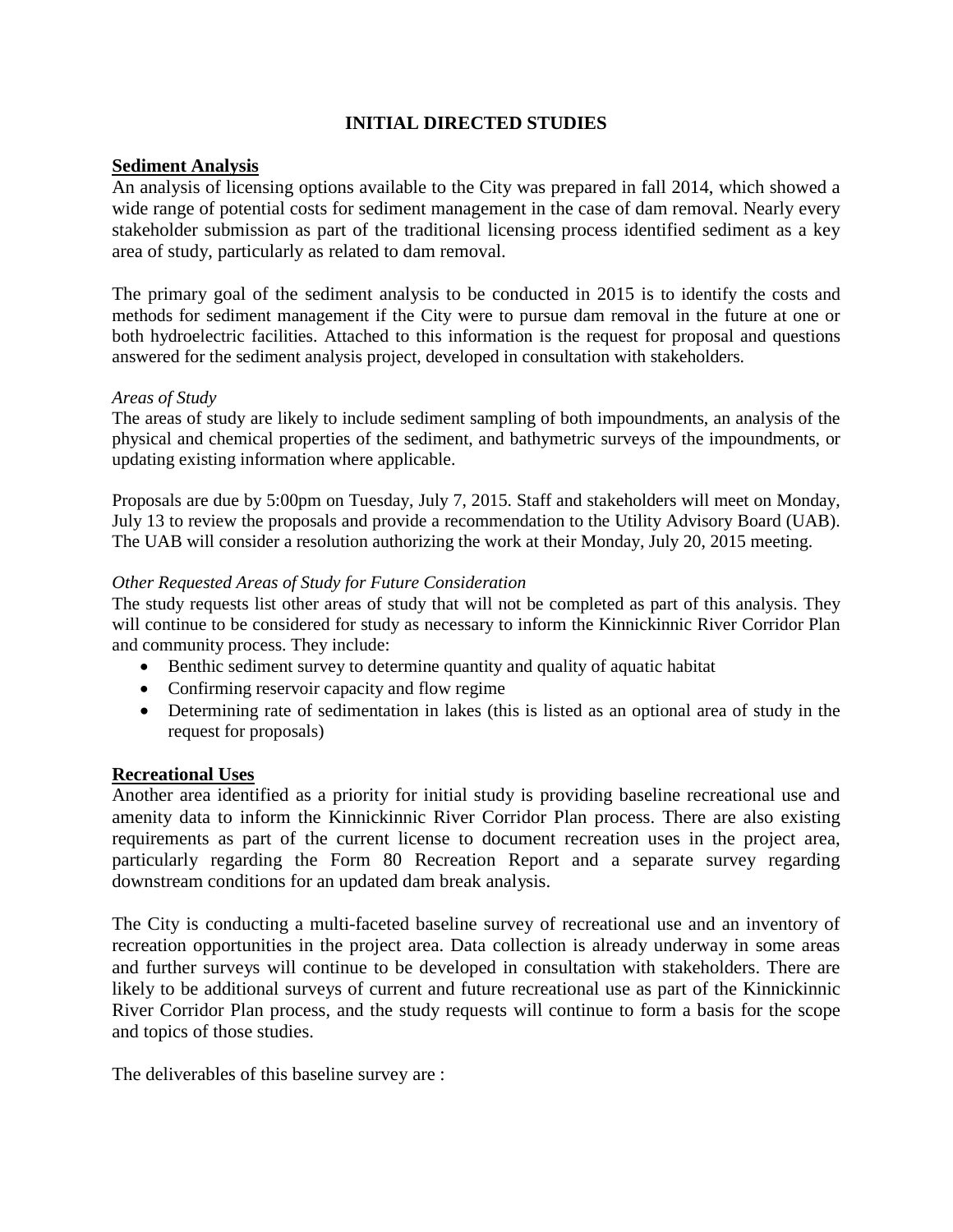# INITIAL DIRECTED STUDIES

## Sediment Analysis

An analysis of licensing options available to the City was prepared in fall 2014, which showed a wide range of potential costs for sediment management in the case of dam removal. Nearly every stakeholder submission as part of the traditional licensing process identified sediment as a key area of study, particularly as related to dam removal.

The primary goal of the sediment analysis to be conducted in 2015 is to identify the costs and methods for sediment management if the City were to pursue dam removal in the future at one or both hydroelectric facilities. Attached to this information is the request for proposal and questions answered for the sediment analysis project, developed in consultation with stakeholders.

*Areas of Study*

The areas of study are likely to include sediment sampling of both impoundments, an analysis of the physical and chemical properties of the sediment, and bathymetric surveys of the impoundments, or updating existing information where applicable.

Proposals are due by 5:00pm on Tuesday, July 7, 2015. Staff and stakeholders will meet on Monday, July 13 to review the proposals and provide a recommendation to the Utility Advisory Board (UAB). The UAB will consider a resolution authorizing the work at their Monday, July 20, 2015 meeting.

*Other Requested Areas of Study for Future Consideration*

The study requests list other areas of study that will not be completed as part of this analysis. They will continue to be considered for study as necessary to inform the Kinnickinnic River Corridor Plan and community process. They include:

- Benthic sediment survey to determine quantity and quality of aquatic habitat
- Confirming reservoir capacity and flow regime
- Determining rate of sedimentation in lakes (this is listed as an optional area of study in the request for proposals)

## Recreational Uses

Another area identified as a priority for initial study is providing baseline recreational use and amenity data to inform the Kinnickinnic River Corridor Plan process. There are also existing requirements as part of the current license to document recreation uses in the project area, particularly regarding the Form 80 Recreation Report and a separate survey regarding downstream conditions for an updated dam break analysis.

The City is conducting a multi-faceted baseline survey of recreational use and an inventory of recreation opportunities in the project area. Data collection is already underway in some areas and further surveys will continue to be developed in consultation with stakeholders. There are likely to be additional surveys of current and future recreational use as part of the Kinnickinnic River Corridor Plan process, and the study requests will continue to form a basis for the scope and topics of those studies.

The deliverables of this baseline survey are :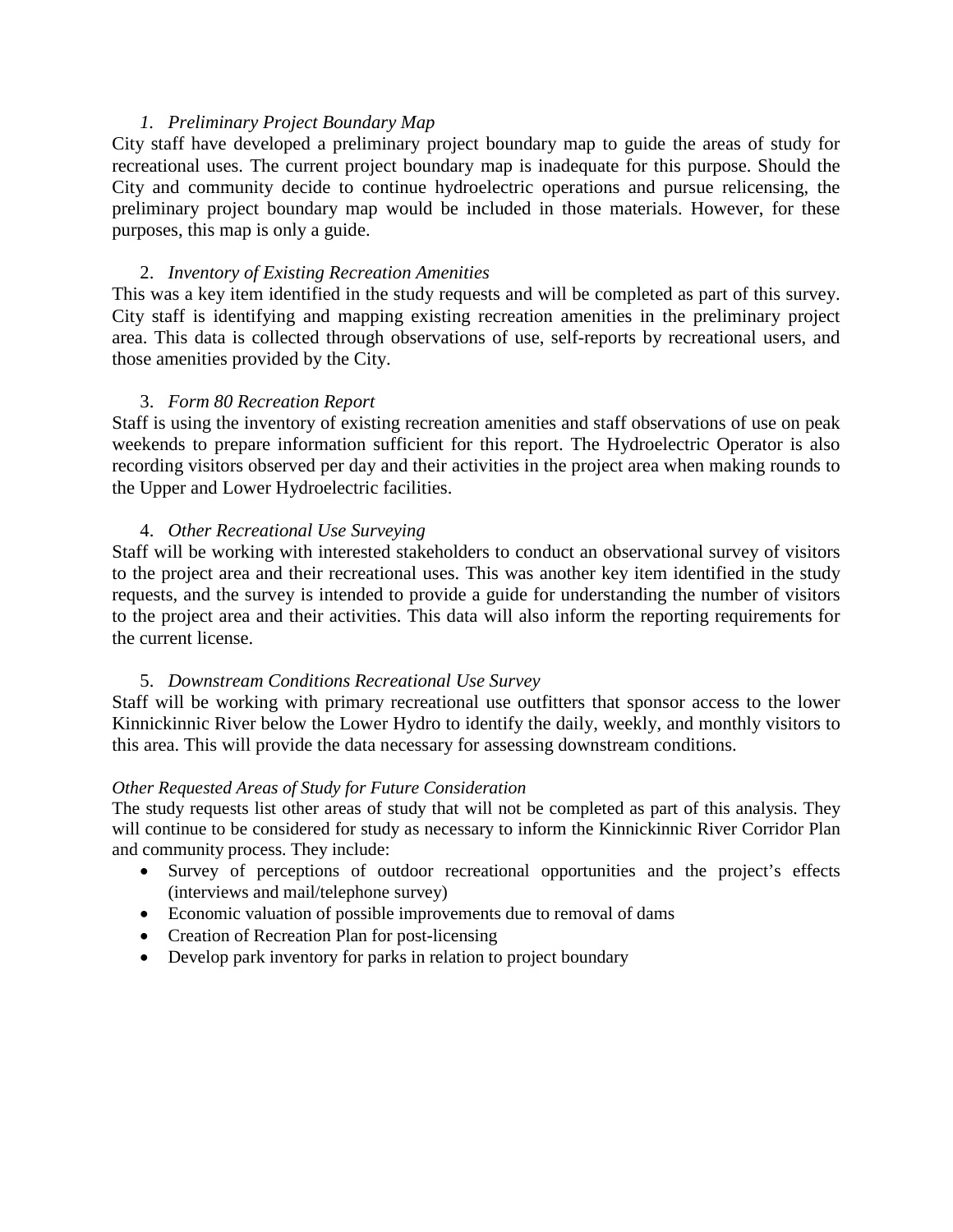*1. Preliminary Project Boundary Map*

City staff have developed a preliminary project boundary map to guide the areas of study for recreational uses. The current project boundary map is inadequate for this purpose. Should the City and community decide to continue hydroelectric operations and pursue relicensing, the preliminary project boundary map would be included in those materials. However, for these purposes, this map is only a guide.

2. *Inventory of Existing Recreation Amenities*

This was a key item identified in the study requests and will be completed as part of this survey. City staff is identifying and mapping existing recreation amenities in the preliminary project area. This data is collected through observations of use, self-reports by recreational users, and those amenities provided by the City.

3. *Form 80 Recreation Report*

Staff is using the inventory of existing recreation amenities and staff observations of use on peak weekends to prepare information sufficient for this report. The Hydroelectric Operator is also recording visitors observed per day and their activities in the project area when making rounds to the Upper and Lower Hydroelectric facilities.

4. *Other Recreational Use Surveying*

Staff will be working with interested stakeholders to conduct an observational survey of visitors to the project area and their recreational uses. This was another key item identified in the study requests, and the survey is intended to provide a guide for understanding the number of visitors to the project area and their activities. This data will also inform the reporting requirements for the current license.

5. *Downstream Conditions Recreational Use Survey*

Staff will be working with primary recreational use outfitters that sponsor access to the lower Kinnickinnic River below the Lower Hydro to identify the daily, weekly, and monthly visitors to this area. This will provide the data necessary for assessing downstream conditions.

*Other Requested Areas of Study for Future Consideration*

The study requests list other areas of study that will not be completed as part of this analysis. They will continue to be considered for study as necessary to inform the Kinnickinnic River Corridor Plan and community process. They include:

- Survey of perceptions of outdoor recreational opportunities and the project's effects (interviews and mail/telephone survey)
- Economic valuation of possible improvements due to removal of dams
- Creation of Recreation Plan for post-licensing
- Develop park inventory for parks in relation to project boundary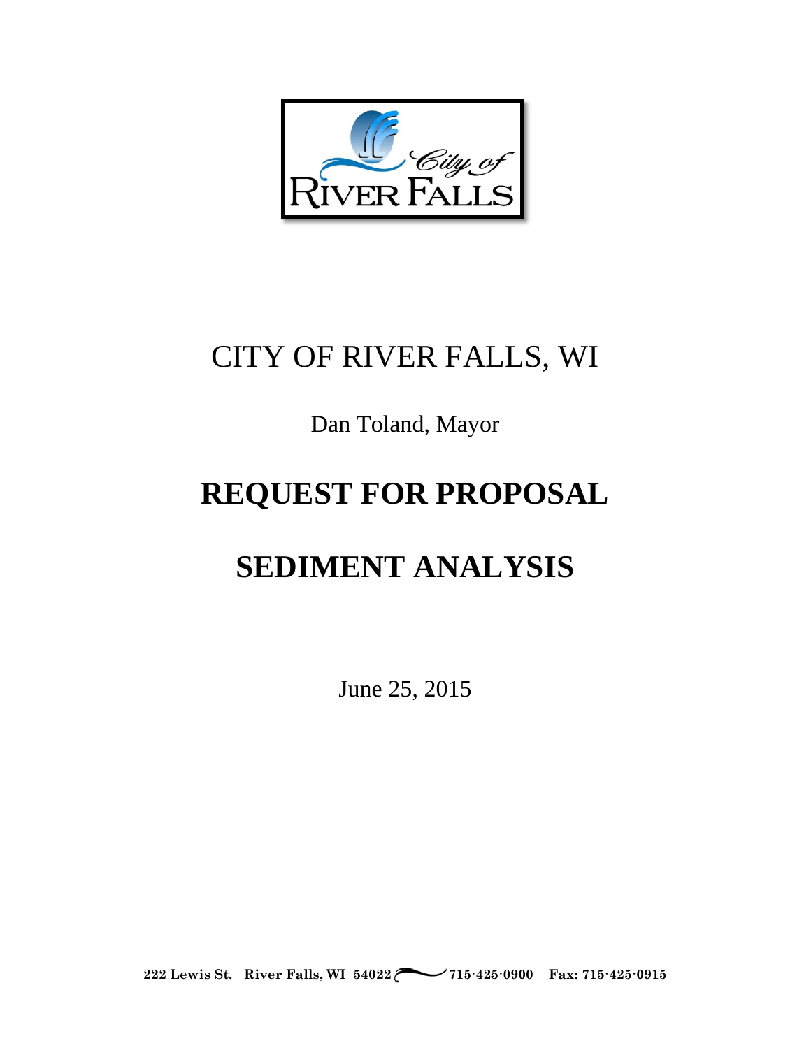# CITY OF RIVER FALLS, WI

Dan Toland, Mayor

# REQUEST FOR PROPOSAL

# SEDIMENT ANALYSIS

June 25, 2015

**222 Lewis St. River Falls, WI 54022 715·425·0900 Fax: 715·425·0915**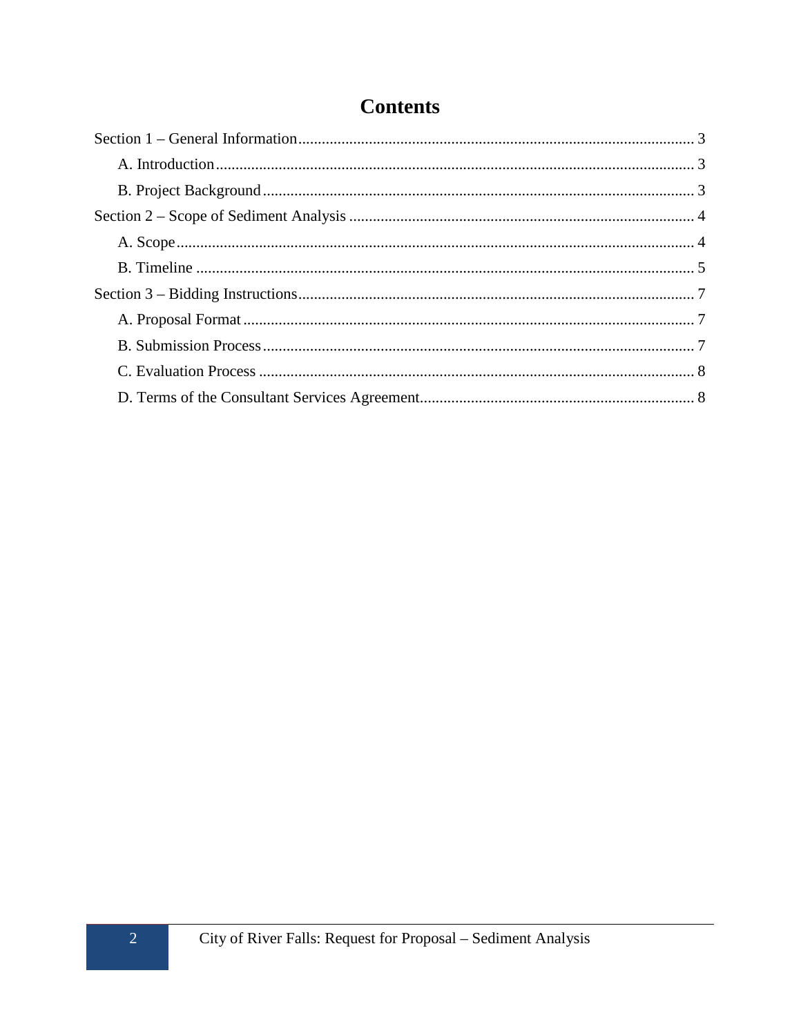# Contents

Section 1 – General Information .................... 3

- A. Introduction .................... 3
- B. Project Background .................... 3

Section 2 – Scope of Sediment Analysis .................... 4

- A. Scope .................... 4
- B. Timeline .................... 5

Section 3 – Bidding Instructions .................... 7

- A. Proposal Format .................... 7
- B. Submission Process .................... 7
- C. Evaluation Process .................... 8
- D. Terms of the Consultant Services Agreement .................... 8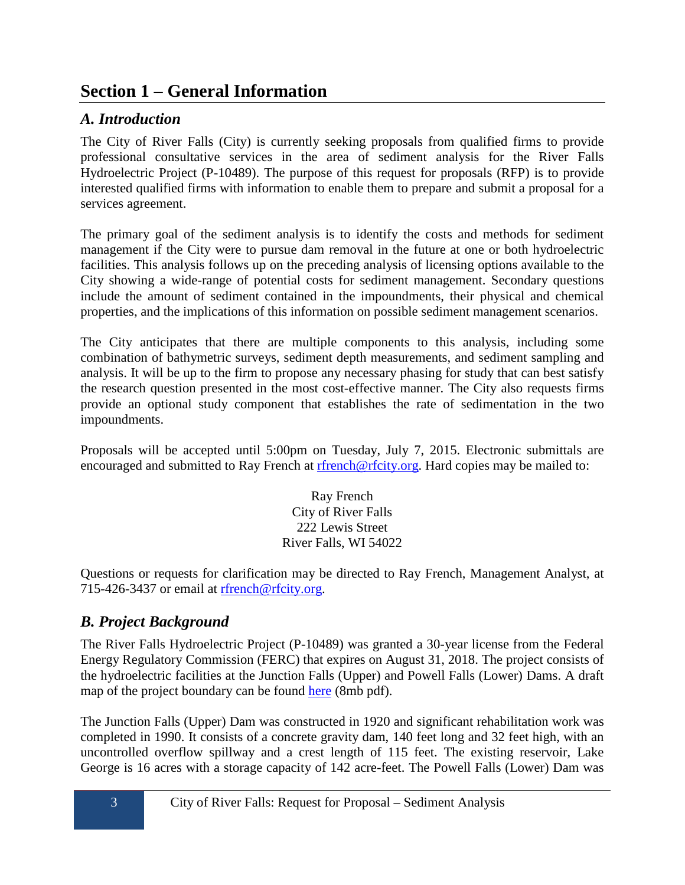# Section 1 – General Information

## *A. Introduction*

The City of River Falls (City) is currently seeking proposals from qualified firms to provide professional consultative services in the area of sediment analysis for the River Falls Hydroelectric Project (P-10489). The purpose of this request for proposals (RFP) is to provide interested qualified firms with information to enable them to prepare and submit a proposal for a services agreement.

The primary goal of the sediment analysis is to identify the costs and methods for sediment management if the City were to pursue dam removal in the future at one or both hydroelectric facilities. This analysis follows up on the preceding analysis of licensing options available to the City showing a wide-range of potential costs for sediment management. Secondary questions include the amount of sediment contained in the impoundments, their physical and chemical properties, and the implications of this information on possible sediment management scenarios.

The City anticipates that there are multiple components to this analysis, including some combination of bathymetric surveys, sediment depth measurements, and sediment sampling and analysis. It will be up to the firm to propose any necessary phasing for study that can best satisfy the research question presented in the most cost-effective manner. The City also requests firms provide an optional study component that establishes the rate of sedimentation in the two impoundments.

Proposals will be accepted until 5:00pm on Tuesday, July 7, 2015. Electronic submittals are encouraged and submitted to Ray French at rfrench@rfcity.org. Hard copies may be mailed to:

Ray French
City of River Falls
222 Lewis Street
River Falls, WI 54022

Questions or requests for clarification may be directed to Ray French, Management Analyst, at 715-426-3437 or email at rfrench@rfcity.org.

## *B. Project Background*

The River Falls Hydroelectric Project (P-10489) was granted a 30-year license from the Federal Energy Regulatory Commission (FERC) that expires on August 31, 2018. The project consists of the hydroelectric facilities at the Junction Falls (Upper) and Powell Falls (Lower) Dams. A draft map of the project boundary can be found here (8mb pdf).

The Junction Falls (Upper) Dam was constructed in 1920 and significant rehabilitation work was completed in 1990. It consists of a concrete gravity dam, 140 feet long and 32 feet high, with an uncontrolled overflow spillway and a crest length of 115 feet. The existing reservoir, Lake George is 16 acres with a storage capacity of 142 acre-feet. The Powell Falls (Lower) Dam was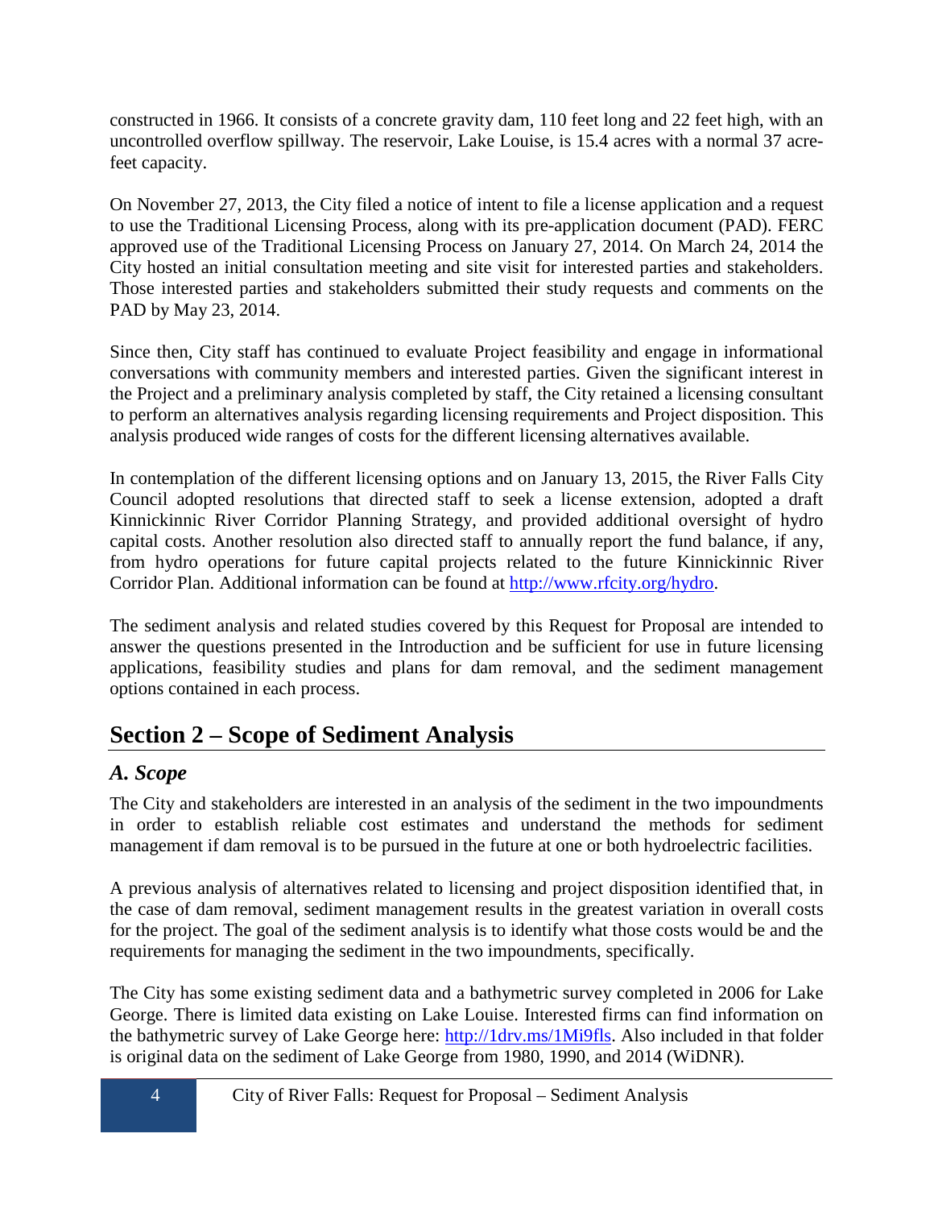constructed in 1966. It consists of a concrete gravity dam, 110 feet long and 22 feet high, with an uncontrolled overflow spillway. The reservoir, Lake Louise, is 15.4 acres with a normal 37 acre-feet capacity.

On November 27, 2013, the City filed a notice of intent to file a license application and a request to use the Traditional Licensing Process, along with its pre-application document (PAD). FERC approved use of the Traditional Licensing Process on January 27, 2014. On March 24, 2014 the City hosted an initial consultation meeting and site visit for interested parties and stakeholders. Those interested parties and stakeholders submitted their study requests and comments on the PAD by May 23, 2014.

Since then, City staff has continued to evaluate Project feasibility and engage in informational conversations with community members and interested parties. Given the significant interest in the Project and a preliminary analysis completed by staff, the City retained a licensing consultant to perform an alternatives analysis regarding licensing requirements and Project disposition. This analysis produced wide ranges of costs for the different licensing alternatives available.

In contemplation of the different licensing options and on January 13, 2015, the River Falls City Council adopted resolutions that directed staff to seek a license extension, adopted a draft Kinnickinnic River Corridor Planning Strategy, and provided additional oversight of hydro capital costs. Another resolution also directed staff to annually report the fund balance, if any, from hydro operations for future capital projects related to the future Kinnickinnic River Corridor Plan. Additional information can be found at http://www.rfcity.org/hydro.

The sediment analysis and related studies covered by this Request for Proposal are intended to answer the questions presented in the Introduction and be sufficient for use in future licensing applications, feasibility studies and plans for dam removal, and the sediment management options contained in each process.

## Section 2 – Scope of Sediment Analysis

### *A. Scope*

The City and stakeholders are interested in an analysis of the sediment in the two impoundments in order to establish reliable cost estimates and understand the methods for sediment management if dam removal is to be pursued in the future at one or both hydroelectric facilities.

A previous analysis of alternatives related to licensing and project disposition identified that, in the case of dam removal, sediment management results in the greatest variation in overall costs for the project. The goal of the sediment analysis is to identify what those costs would be and the requirements for managing the sediment in the two impoundments, specifically.

The City has some existing sediment data and a bathymetric survey completed in 2006 for Lake George. There is limited data existing on Lake Louise. Interested firms can find information on the bathymetric survey of Lake George here: http://1drv.ms/1Mi9fls. Also included in that folder is original data on the sediment of Lake George from 1980, 1990, and 2014 (WiDNR).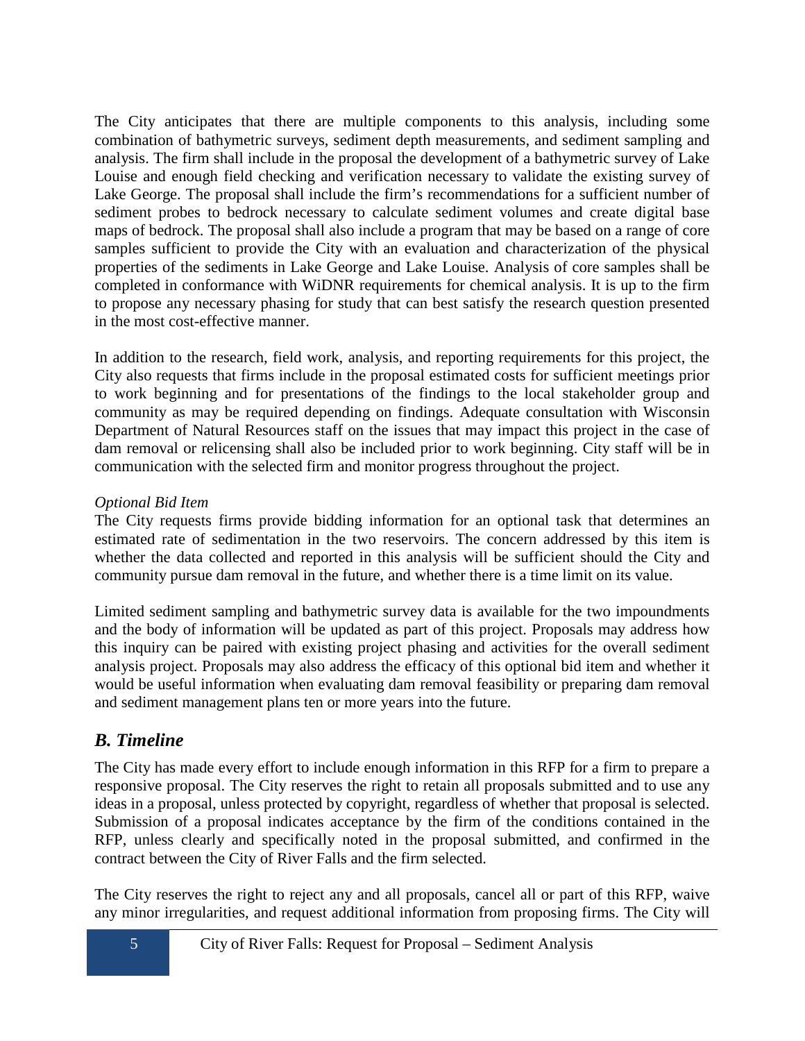The City anticipates that there are multiple components to this analysis, including some combination of bathymetric surveys, sediment depth measurements, and sediment sampling and analysis. The firm shall include in the proposal the development of a bathymetric survey of Lake Louise and enough field checking and verification necessary to validate the existing survey of Lake George. The proposal shall include the firm's recommendations for a sufficient number of sediment probes to bedrock necessary to calculate sediment volumes and create digital base maps of bedrock. The proposal shall also include a program that may be based on a range of core samples sufficient to provide the City with an evaluation and characterization of the physical properties of the sediments in Lake George and Lake Louise. Analysis of core samples shall be completed in conformance with WiDNR requirements for chemical analysis. It is up to the firm to propose any necessary phasing for study that can best satisfy the research question presented in the most cost-effective manner.

In addition to the research, field work, analysis, and reporting requirements for this project, the City also requests that firms include in the proposal estimated costs for sufficient meetings prior to work beginning and for presentations of the findings to the local stakeholder group and community as may be required depending on findings. Adequate consultation with Wisconsin Department of Natural Resources staff on the issues that may impact this project in the case of dam removal or relicensing shall also be included prior to work beginning. City staff will be in communication with the selected firm and monitor progress throughout the project.

*Optional Bid Item*

The City requests firms provide bidding information for an optional task that determines an estimated rate of sedimentation in the two reservoirs. The concern addressed by this item is whether the data collected and reported in this analysis will be sufficient should the City and community pursue dam removal in the future, and whether there is a time limit on its value.

Limited sediment sampling and bathymetric survey data is available for the two impoundments and the body of information will be updated as part of this project. Proposals may address how this inquiry can be paired with existing project phasing and activities for the overall sediment analysis project. Proposals may also address the efficacy of this optional bid item and whether it would be useful information when evaluating dam removal feasibility or preparing dam removal and sediment management plans ten or more years into the future.

## *B. Timeline*

The City has made every effort to include enough information in this RFP for a firm to prepare a responsive proposal. The City reserves the right to retain all proposals submitted and to use any ideas in a proposal, unless protected by copyright, regardless of whether that proposal is selected. Submission of a proposal indicates acceptance by the firm of the conditions contained in the RFP, unless clearly and specifically noted in the proposal submitted, and confirmed in the contract between the City of River Falls and the firm selected.

The City reserves the right to reject any and all proposals, cancel all or part of this RFP, waive any minor irregularities, and request additional information from proposing firms. The City will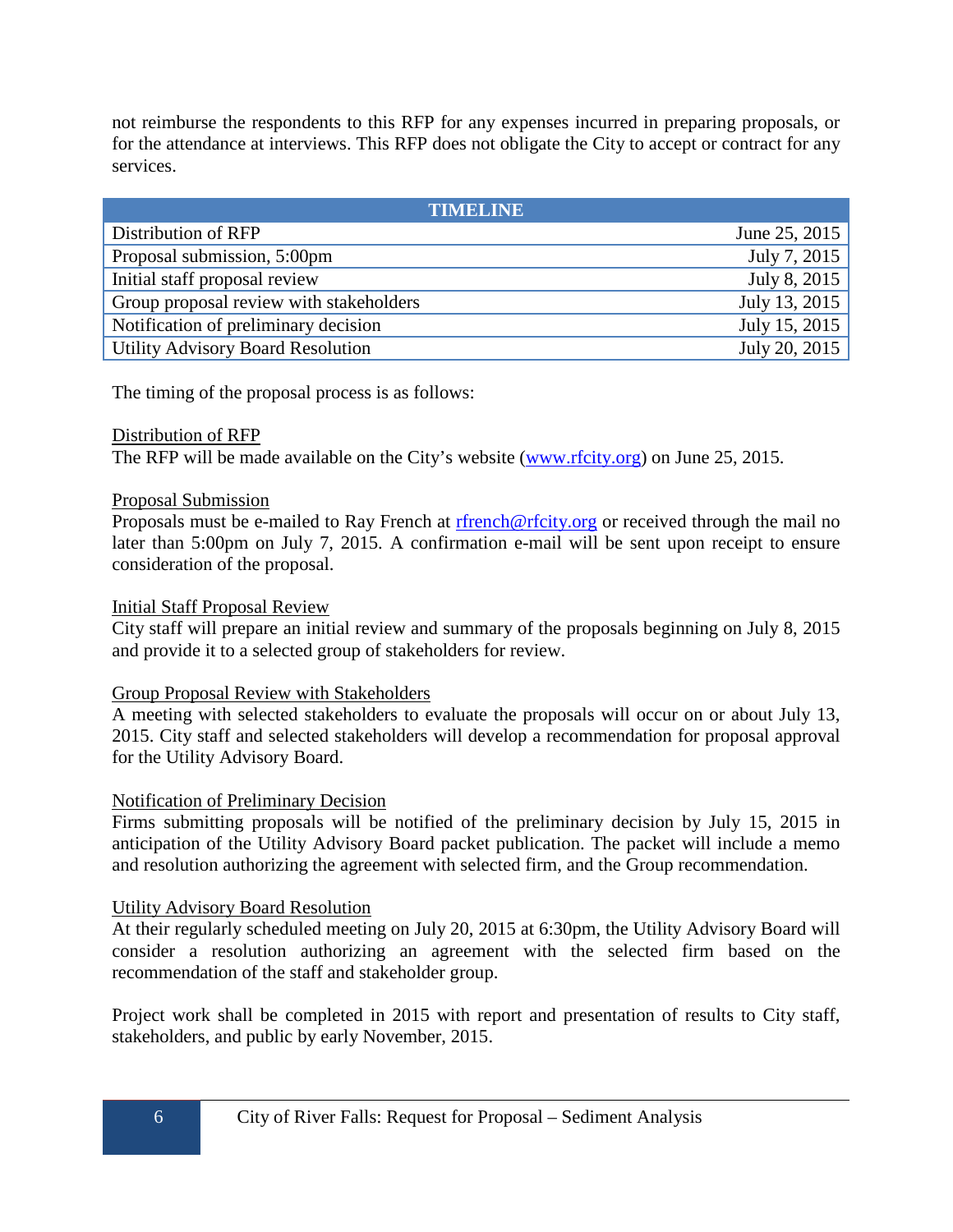not reimburse the respondents to this RFP for any expenses incurred in preparing proposals, or for the attendance at interviews. This RFP does not obligate the City to accept or contract for any services.

| TIMELINE | |
|---|---|
| Distribution of RFP | June 25, 2015 |
| Proposal submission, 5:00pm | July 7, 2015 |
| Initial staff proposal review | July 8, 2015 |
| Group proposal review with stakeholders | July 13, 2015 |
| Notification of preliminary decision | July 15, 2015 |
| Utility Advisory Board Resolution | July 20, 2015 |

The timing of the proposal process is as follows:

Distribution of RFP
The RFP will be made available on the City's website (www.rfcity.org) on June 25, 2015.

Proposal Submission
Proposals must be e-mailed to Ray French at rfrench@rfcity.org or received through the mail no later than 5:00pm on July 7, 2015. A confirmation e-mail will be sent upon receipt to ensure consideration of the proposal.

Initial Staff Proposal Review
City staff will prepare an initial review and summary of the proposals beginning on July 8, 2015 and provide it to a selected group of stakeholders for review.

Group Proposal Review with Stakeholders
A meeting with selected stakeholders to evaluate the proposals will occur on or about July 13, 2015. City staff and selected stakeholders will develop a recommendation for proposal approval for the Utility Advisory Board.

Notification of Preliminary Decision
Firms submitting proposals will be notified of the preliminary decision by July 15, 2015 in anticipation of the Utility Advisory Board packet publication. The packet will include a memo and resolution authorizing the agreement with selected firm, and the Group recommendation.

Utility Advisory Board Resolution
At their regularly scheduled meeting on July 20, 2015 at 6:30pm, the Utility Advisory Board will consider a resolution authorizing an agreement with the selected firm based on the recommendation of the staff and stakeholder group.

Project work shall be completed in 2015 with report and presentation of results to City staff, stakeholders, and public by early November, 2015.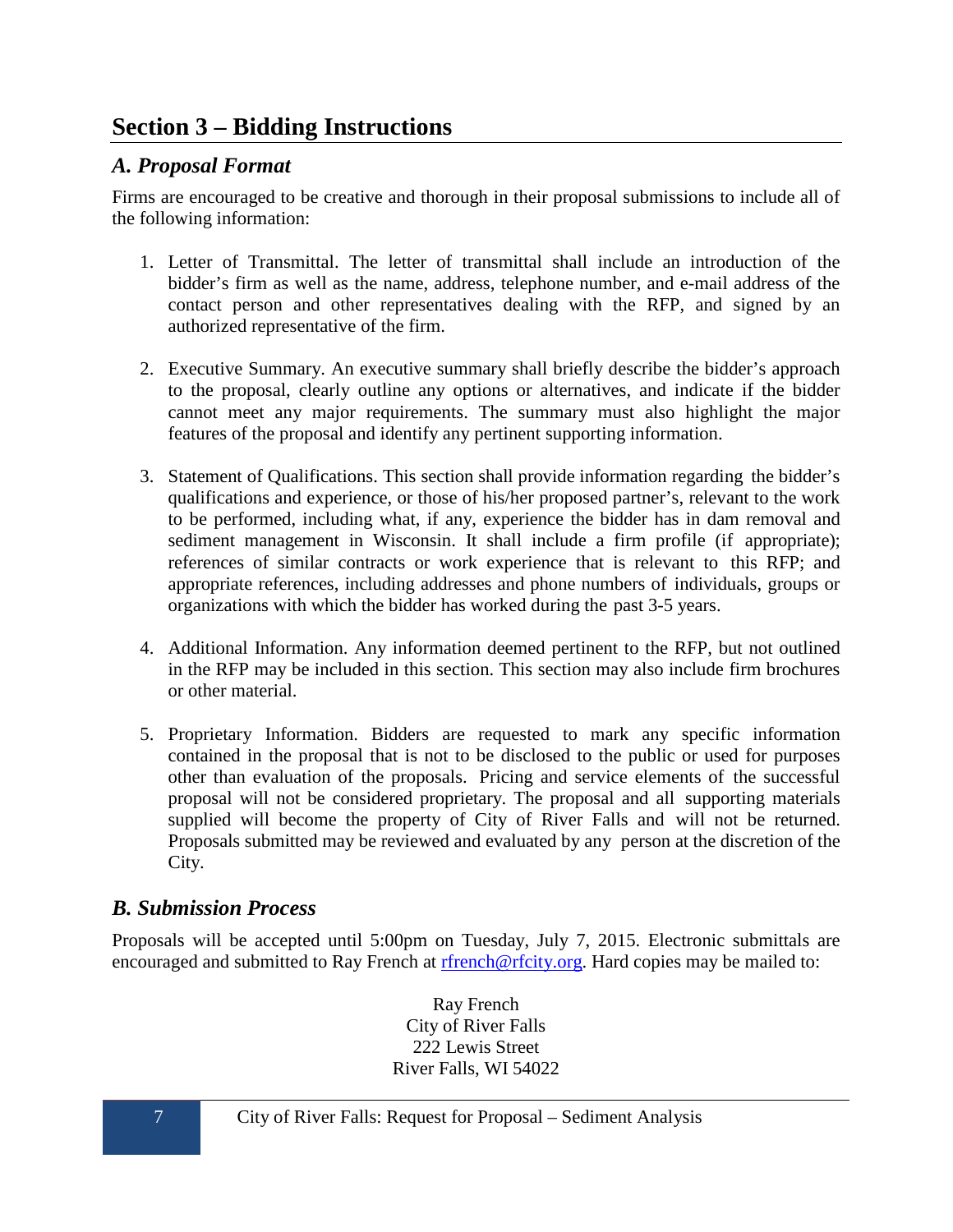## Section 3 – Bidding Instructions

### *A. Proposal Format*

Firms are encouraged to be creative and thorough in their proposal submissions to include all of the following information:

1. Letter of Transmittal. The letter of transmittal shall include an introduction of the bidder's firm as well as the name, address, telephone number, and e-mail address of the contact person and other representatives dealing with the RFP, and signed by an authorized representative of the firm.

2. Executive Summary. An executive summary shall briefly describe the bidder's approach to the proposal, clearly outline any options or alternatives, and indicate if the bidder cannot meet any major requirements. The summary must also highlight the major features of the proposal and identify any pertinent supporting information.

3. Statement of Qualifications. This section shall provide information regarding the bidder's qualifications and experience, or those of his/her proposed partner's, relevant to the work to be performed, including what, if any, experience the bidder has in dam removal and sediment management in Wisconsin. It shall include a firm profile (if appropriate); references of similar contracts or work experience that is relevant to this RFP; and appropriate references, including addresses and phone numbers of individuals, groups or organizations with which the bidder has worked during the past 3-5 years.

4. Additional Information. Any information deemed pertinent to the RFP, but not outlined in the RFP may be included in this section. This section may also include firm brochures or other material.

5. Proprietary Information. Bidders are requested to mark any specific information contained in the proposal that is not to be disclosed to the public or used for purposes other than evaluation of the proposals. Pricing and service elements of the successful proposal will not be considered proprietary. The proposal and all supporting materials supplied will become the property of City of River Falls and will not be returned. Proposals submitted may be reviewed and evaluated by any person at the discretion of the City.

### *B. Submission Process*

Proposals will be accepted until 5:00pm on Tuesday, July 7, 2015. Electronic submittals are encouraged and submitted to Ray French at rfrench@rfcity.org. Hard copies may be mailed to:

Ray French
City of River Falls
222 Lewis Street
River Falls, WI 54022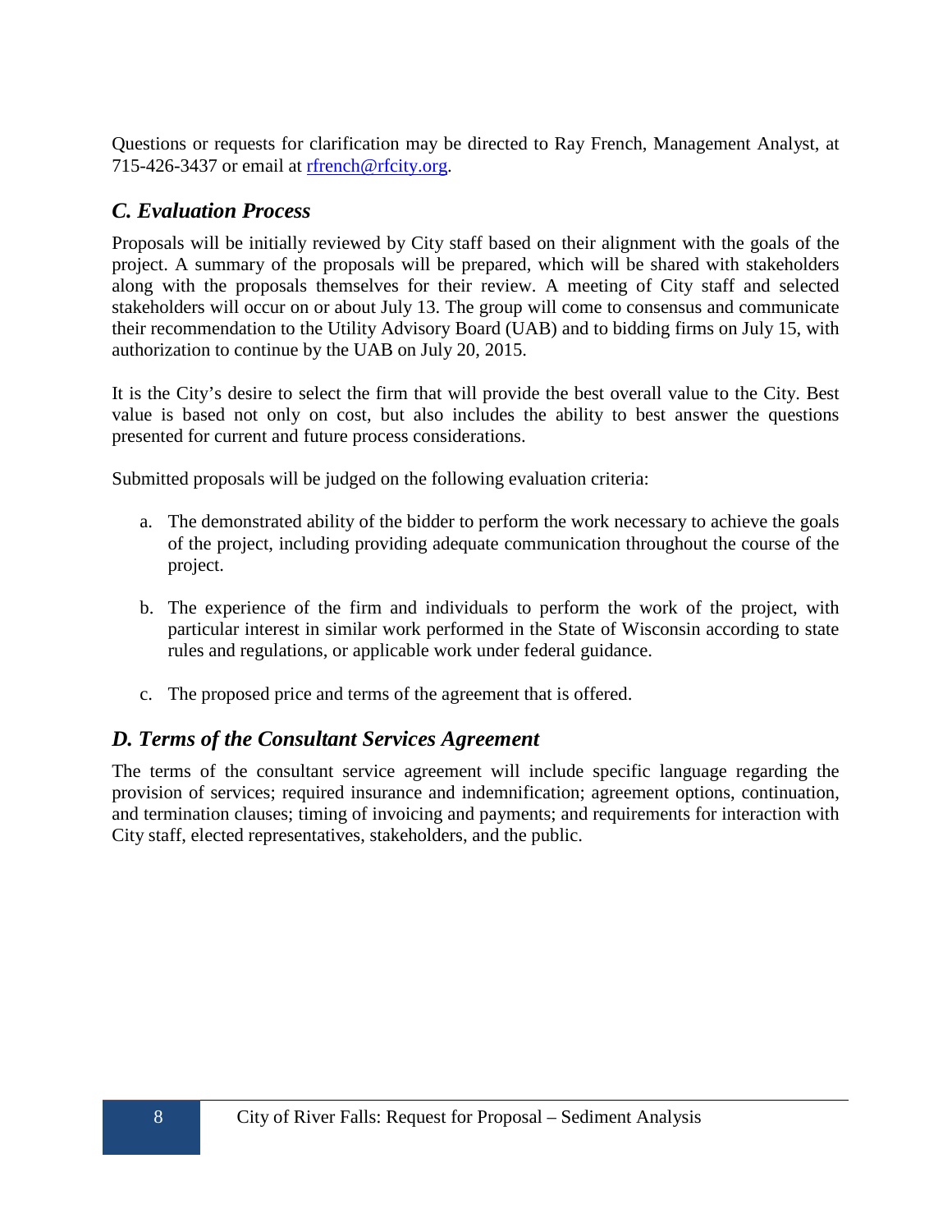Questions or requests for clarification may be directed to Ray French, Management Analyst, at 715-426-3437 or email at [rfrench@rfcity.org](mailto:rfrench@rfcity.org).

## *C. Evaluation Process*

Proposals will be initially reviewed by City staff based on their alignment with the goals of the project. A summary of the proposals will be prepared, which will be shared with stakeholders along with the proposals themselves for their review. A meeting of City staff and selected stakeholders will occur on or about July 13. The group will come to consensus and communicate their recommendation to the Utility Advisory Board (UAB) and to bidding firms on July 15, with authorization to continue by the UAB on July 20, 2015.

It is the City's desire to select the firm that will provide the best overall value to the City. Best value is based not only on cost, but also includes the ability to best answer the questions presented for current and future process considerations.

Submitted proposals will be judged on the following evaluation criteria:

a. The demonstrated ability of the bidder to perform the work necessary to achieve the goals of the project, including providing adequate communication throughout the course of the project.

b. The experience of the firm and individuals to perform the work of the project, with particular interest in similar work performed in the State of Wisconsin according to state rules and regulations, or applicable work under federal guidance.

c. The proposed price and terms of the agreement that is offered.

## *D. Terms of the Consultant Services Agreement*

The terms of the consultant service agreement will include specific language regarding the provision of services; required insurance and indemnification; agreement options, continuation, and termination clauses; timing of invoicing and payments; and requirements for interaction with City staff, elected representatives, stakeholders, and the public.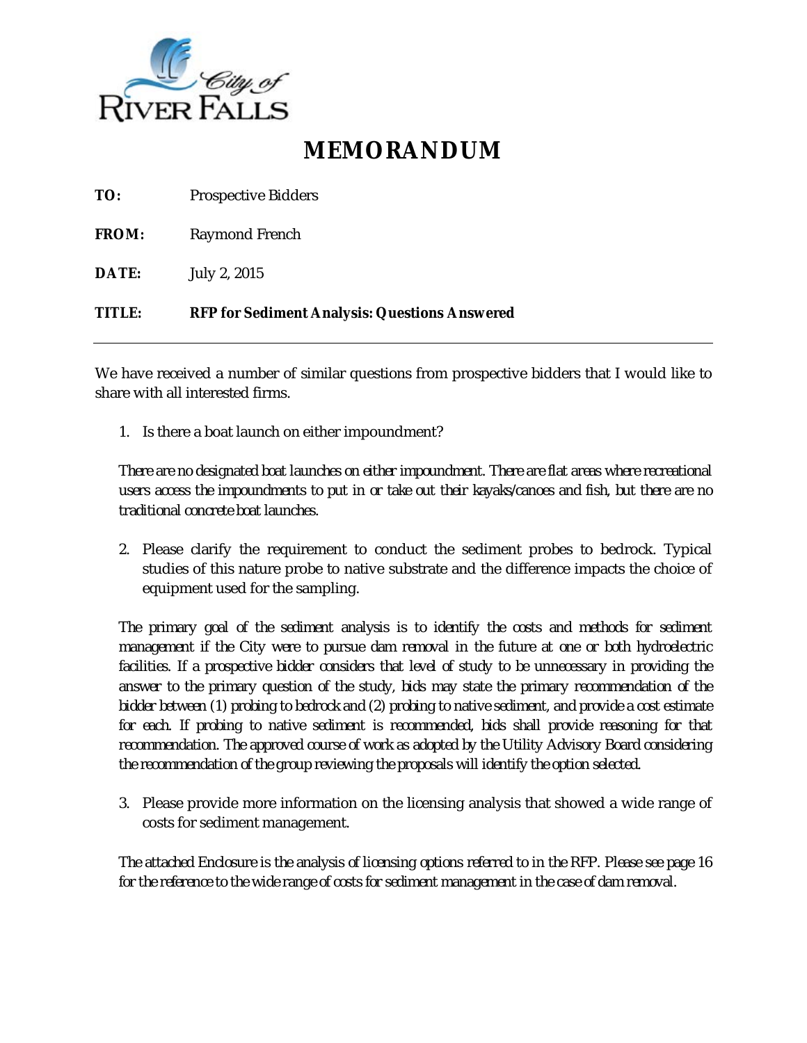City of River Falls

# MEMORANDUM

**TO:** Prospective Bidders

**FROM:** Raymond French

**DATE:** July 2, 2015

**TITLE:** **RFP for Sediment Analysis: Questions Answered**

---

We have received a number of similar questions from prospective bidders that I would like to share with all interested firms.

1. Is there a boat launch on either impoundment?

There are no designated boat launches on either impoundment. There are flat areas where recreational users access the impoundments to put in or take out their kayaks/canoes and fish, but there are no traditional concrete boat launches.

2. Please clarify the requirement to conduct the sediment probes to bedrock. Typical studies of this nature probe to native substrate and the difference impacts the choice of equipment used for the sampling.

The primary goal of the sediment analysis is to identify the costs and methods for sediment management if the City were to pursue dam removal in the future at one or both hydroelectric facilities. If a prospective bidder considers that level of study to be unnecessary in providing the answer to the primary question of the study, bids may state the primary recommendation of the bidder between (1) probing to bedrock and (2) probing to native sediment, and provide a cost estimate for each. If probing to native sediment is recommended, bids shall provide reasoning for that recommendation. The approved course of work as adopted by the Utility Advisory Board considering the recommendation of the group reviewing the proposals will identify the option selected.

3. Please provide more information on the licensing analysis that showed a wide range of costs for sediment management.

The attached Enclosure is the analysis of licensing options referred to in the RFP. Please see page 16 for the reference to the wide range of costs for sediment management in the case of dam removal.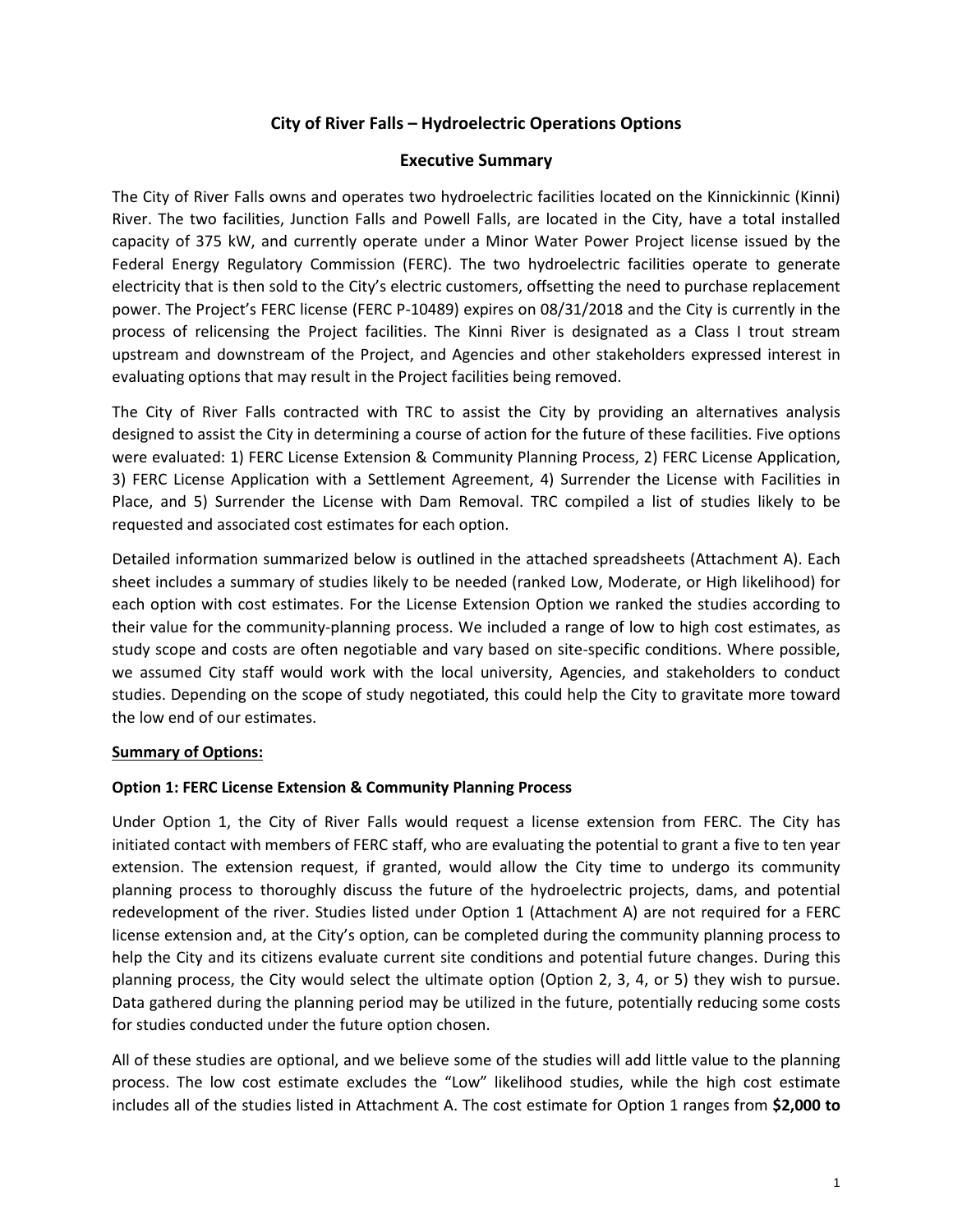## City of River Falls – Hydroelectric Operations Options

### Executive Summary

The City of River Falls owns and operates two hydroelectric facilities located on the Kinnickinnic (Kinni) River. The two facilities, Junction Falls and Powell Falls, are located in the City, have a total installed capacity of 375 kW, and currently operate under a Minor Water Power Project license issued by the Federal Energy Regulatory Commission (FERC). The two hydroelectric facilities operate to generate electricity that is then sold to the City's electric customers, offsetting the need to purchase replacement power. The Project's FERC license (FERC P-10489) expires on 08/31/2018 and the City is currently in the process of relicensing the Project facilities. The Kinni River is designated as a Class I trout stream upstream and downstream of the Project, and Agencies and other stakeholders expressed interest in evaluating options that may result in the Project facilities being removed.

The City of River Falls contracted with TRC to assist the City by providing an alternatives analysis designed to assist the City in determining a course of action for the future of these facilities. Five options were evaluated: 1) FERC License Extension & Community Planning Process, 2) FERC License Application, 3) FERC License Application with a Settlement Agreement, 4) Surrender the License with Facilities in Place, and 5) Surrender the License with Dam Removal. TRC compiled a list of studies likely to be requested and associated cost estimates for each option.

Detailed information summarized below is outlined in the attached spreadsheets (Attachment A). Each sheet includes a summary of studies likely to be needed (ranked Low, Moderate, or High likelihood) for each option with cost estimates. For the License Extension Option we ranked the studies according to their value for the community-planning process. We included a range of low to high cost estimates, as study scope and costs are often negotiable and vary based on site-specific conditions. Where possible, we assumed City staff would work with the local university, Agencies, and stakeholders to conduct studies. Depending on the scope of study negotiated, this could help the City to gravitate more toward the low end of our estimates.

**Summary of Options:**

**Option 1: FERC License Extension & Community Planning Process**

Under Option 1, the City of River Falls would request a license extension from FERC. The City has initiated contact with members of FERC staff, who are evaluating the potential to grant a five to ten year extension. The extension request, if granted, would allow the City time to undergo its community planning process to thoroughly discuss the future of the hydroelectric projects, dams, and potential redevelopment of the river. Studies listed under Option 1 (Attachment A) are not required for a FERC license extension and, at the City's option, can be completed during the community planning process to help the City and its citizens evaluate current site conditions and potential future changes. During this planning process, the City would select the ultimate option (Option 2, 3, 4, or 5) they wish to pursue. Data gathered during the planning period may be utilized in the future, potentially reducing some costs for studies conducted under the future option chosen.

All of these studies are optional, and we believe some of the studies will add little value to the planning process. The low cost estimate excludes the "Low" likelihood studies, while the high cost estimate includes all of the studies listed in Attachment A. The cost estimate for Option 1 ranges from **$2,000 to**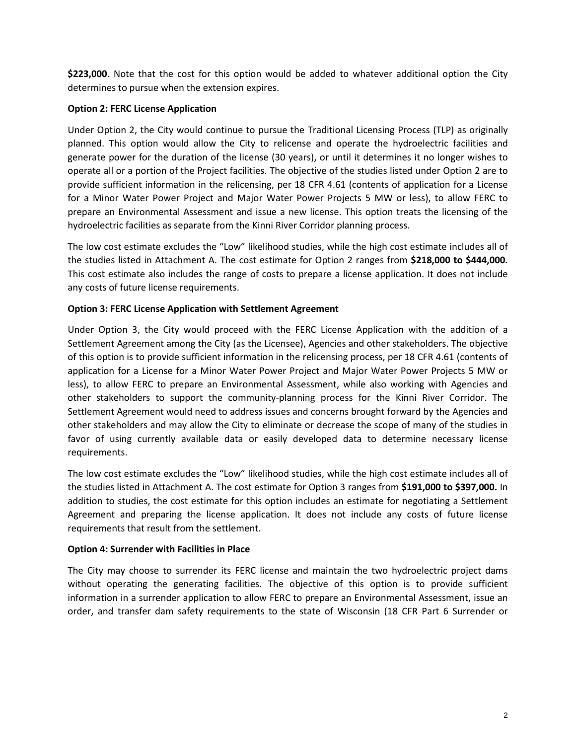**$223,000**. Note that the cost for this option would be added to whatever additional option the City determines to pursue when the extension expires.

**Option 2: FERC License Application**

Under Option 2, the City would continue to pursue the Traditional Licensing Process (TLP) as originally planned. This option would allow the City to relicense and operate the hydroelectric facilities and generate power for the duration of the license (30 years), or until it determines it no longer wishes to operate all or a portion of the Project facilities. The objective of the studies listed under Option 2 are to provide sufficient information in the relicensing, per 18 CFR 4.61 (contents of application for a License for a Minor Water Power Project and Major Water Power Projects 5 MW or less), to allow FERC to prepare an Environmental Assessment and issue a new license. This option treats the licensing of the hydroelectric facilities as separate from the Kinni River Corridor planning process.

The low cost estimate excludes the "Low" likelihood studies, while the high cost estimate includes all of the studies listed in Attachment A. The cost estimate for Option 2 ranges from **$218,000 to $444,000.** This cost estimate also includes the range of costs to prepare a license application. It does not include any costs of future license requirements.

**Option 3: FERC License Application with Settlement Agreement**

Under Option 3, the City would proceed with the FERC License Application with the addition of a Settlement Agreement among the City (as the Licensee), Agencies and other stakeholders. The objective of this option is to provide sufficient information in the relicensing process, per 18 CFR 4.61 (contents of application for a License for a Minor Water Power Project and Major Water Power Projects 5 MW or less), to allow FERC to prepare an Environmental Assessment, while also working with Agencies and other stakeholders to support the community-planning process for the Kinni River Corridor. The Settlement Agreement would need to address issues and concerns brought forward by the Agencies and other stakeholders and may allow the City to eliminate or decrease the scope of many of the studies in favor of using currently available data or easily developed data to determine necessary license requirements.

The low cost estimate excludes the "Low" likelihood studies, while the high cost estimate includes all of the studies listed in Attachment A. The cost estimate for Option 3 ranges from **$191,000 to $397,000.** In addition to studies, the cost estimate for this option includes an estimate for negotiating a Settlement Agreement and preparing the license application. It does not include any costs of future license requirements that result from the settlement.

**Option 4: Surrender with Facilities in Place**

The City may choose to surrender its FERC license and maintain the two hydroelectric project dams without operating the generating facilities. The objective of this option is to provide sufficient information in a surrender application to allow FERC to prepare an Environmental Assessment, issue an order, and transfer dam safety requirements to the state of Wisconsin (18 CFR Part 6 Surrender or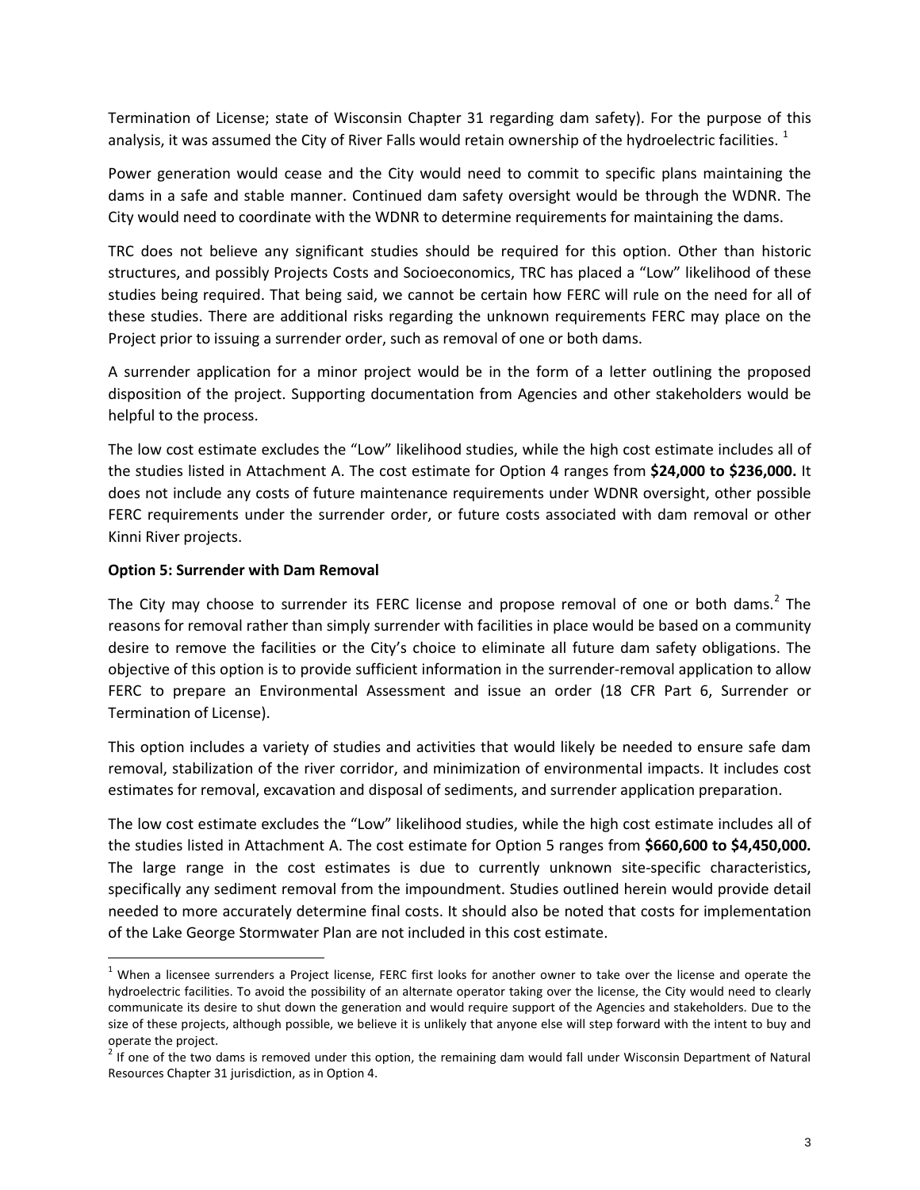Termination of License; state of Wisconsin Chapter 31 regarding dam safety). For the purpose of this analysis, it was assumed the City of River Falls would retain ownership of the hydroelectric facilities. [1]

Power generation would cease and the City would need to commit to specific plans maintaining the dams in a safe and stable manner. Continued dam safety oversight would be through the WDNR. The City would need to coordinate with the WDNR to determine requirements for maintaining the dams.

TRC does not believe any significant studies should be required for this option. Other than historic structures, and possibly Projects Costs and Socioeconomics, TRC has placed a "Low" likelihood of these studies being required. That being said, we cannot be certain how FERC will rule on the need for all of these studies. There are additional risks regarding the unknown requirements FERC may place on the Project prior to issuing a surrender order, such as removal of one or both dams.

A surrender application for a minor project would be in the form of a letter outlining the proposed disposition of the project. Supporting documentation from Agencies and other stakeholders would be helpful to the process.

The low cost estimate excludes the "Low" likelihood studies, while the high cost estimate includes all of the studies listed in Attachment A. The cost estimate for Option 4 ranges from **$24,000 to $236,000.** It does not include any costs of future maintenance requirements under WDNR oversight, other possible FERC requirements under the surrender order, or future costs associated with dam removal or other Kinni River projects.

**Option 5: Surrender with Dam Removal**

The City may choose to surrender its FERC license and propose removal of one or both dams.[2] The reasons for removal rather than simply surrender with facilities in place would be based on a community desire to remove the facilities or the City's choice to eliminate all future dam safety obligations. The objective of this option is to provide sufficient information in the surrender-removal application to allow FERC to prepare an Environmental Assessment and issue an order (18 CFR Part 6, Surrender or Termination of License).

This option includes a variety of studies and activities that would likely be needed to ensure safe dam removal, stabilization of the river corridor, and minimization of environmental impacts. It includes cost estimates for removal, excavation and disposal of sediments, and surrender application preparation.

The low cost estimate excludes the "Low" likelihood studies, while the high cost estimate includes all of the studies listed in Attachment A. The cost estimate for Option 5 ranges from **$660,600 to $4,450,000.** The large range in the cost estimates is due to currently unknown site-specific characteristics, specifically any sediment removal from the impoundment. Studies outlined herein would provide detail needed to more accurately determine final costs. It should also be noted that costs for implementation of the Lake George Stormwater Plan are not included in this cost estimate.

[1] When a licensee surrenders a Project license, FERC first looks for another owner to take over the license and operate the hydroelectric facilities. To avoid the possibility of an alternate operator taking over the license, the City would need to clearly communicate its desire to shut down the generation and would require support of the Agencies and stakeholders. Due to the size of these projects, although possible, we believe it is unlikely that anyone else will step forward with the intent to buy and operate the project.

[2] If one of the two dams is removed under this option, the remaining dam would fall under Wisconsin Department of Natural Resources Chapter 31 jurisdiction, as in Option 4.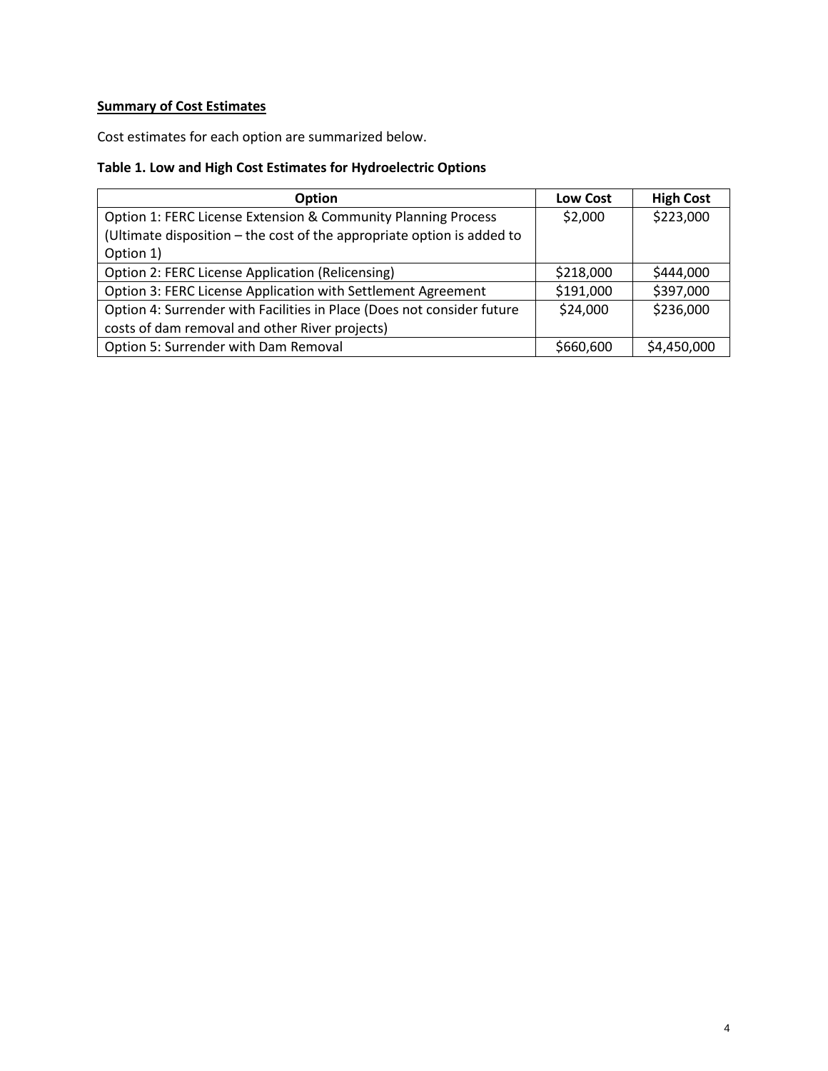**Summary of Cost Estimates**

Cost estimates for each option are summarized below.

**Table 1. Low and High Cost Estimates for Hydroelectric Options**

| Option | Low Cost | High Cost |
|---|---|---|
| Option 1: FERC License Extension & Community Planning Process (Ultimate disposition – the cost of the appropriate option is added to Option 1) | $2,000 | $223,000 |
| Option 2: FERC License Application (Relicensing) | $218,000 | $444,000 |
| Option 3: FERC License Application with Settlement Agreement | $191,000 | $397,000 |
| Option 4: Surrender with Facilities in Place (Does not consider future costs of dam removal and other River projects) | $24,000 | $236,000 |
| Option 5: Surrender with Dam Removal | $660,600 | $4,450,000 |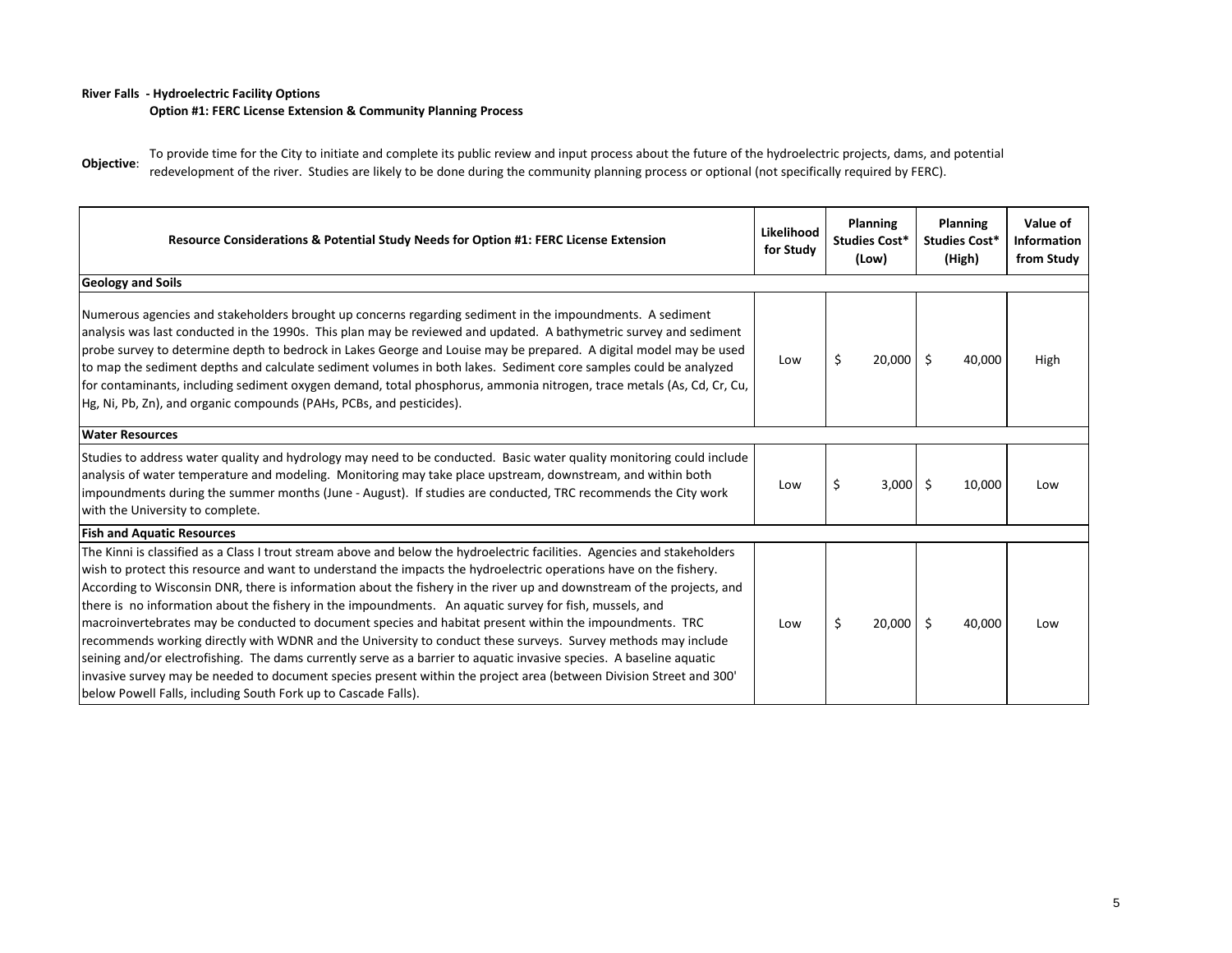**River Falls - Hydroelectric Facility Options**

**Option #1: FERC License Extension & Community Planning Process**

**Objective**: To provide time for the City to initiate and complete its public review and input process about the future of the hydroelectric projects, dams, and potential redevelopment of the river. Studies are likely to be done during the community planning process or optional (not specifically required by FERC).

| Resource Considerations & Potential Study Needs for Option #1: FERC License Extension | Likelihood for Study | Planning Studies Cost* (Low) | Planning Studies Cost* (High) | Value of Information from Study |
|---|---|---|---|---|
| **Geology and Soils** | | | | |
| Numerous agencies and stakeholders brought up concerns regarding sediment in the impoundments. A sediment analysis was last conducted in the 1990s. This plan may be reviewed and updated. A bathymetric survey and sediment probe survey to determine depth to bedrock in Lakes George and Louise may be prepared. A digital model may be used to map the sediment depths and calculate sediment volumes in both lakes. Sediment core samples could be analyzed for contaminants, including sediment oxygen demand, total phosphorus, ammonia nitrogen, trace metals (As, Cd, Cr, Cu, Hg, Ni, Pb, Zn), and organic compounds (PAHs, PCBs, and pesticides). | Low | $ 20,000 | $ 40,000 | High |
| **Water Resources** | | | | |
| Studies to address water quality and hydrology may need to be conducted. Basic water quality monitoring could include analysis of water temperature and modeling. Monitoring may take place upstream, downstream, and within both impoundments during the summer months (June - August). If studies are conducted, TRC recommends the City work with the University to complete. | Low | $ 3,000 | $ 10,000 | Low |
| **Fish and Aquatic Resources** | | | | |
| The Kinni is classified as a Class I trout stream above and below the hydroelectric facilities. Agencies and stakeholders wish to protect this resource and want to understand the impacts the hydroelectric operations have on the fishery. According to Wisconsin DNR, there is information about the fishery in the river up and downstream of the projects, and there is no information about the fishery in the impoundments. An aquatic survey for fish, mussels, and macroinvertebrates may be conducted to document species and habitat present within the impoundments. TRC recommends working directly with WDNR and the University to conduct these surveys. Survey methods may include seining and/or electrofishing. The dams currently serve as a barrier to aquatic invasive species. A baseline aquatic invasive survey may be needed to document species present within the project area (between Division Street and 300' below Powell Falls, including South Fork up to Cascade Falls). | Low | $ 20,000 | $ 40,000 | Low |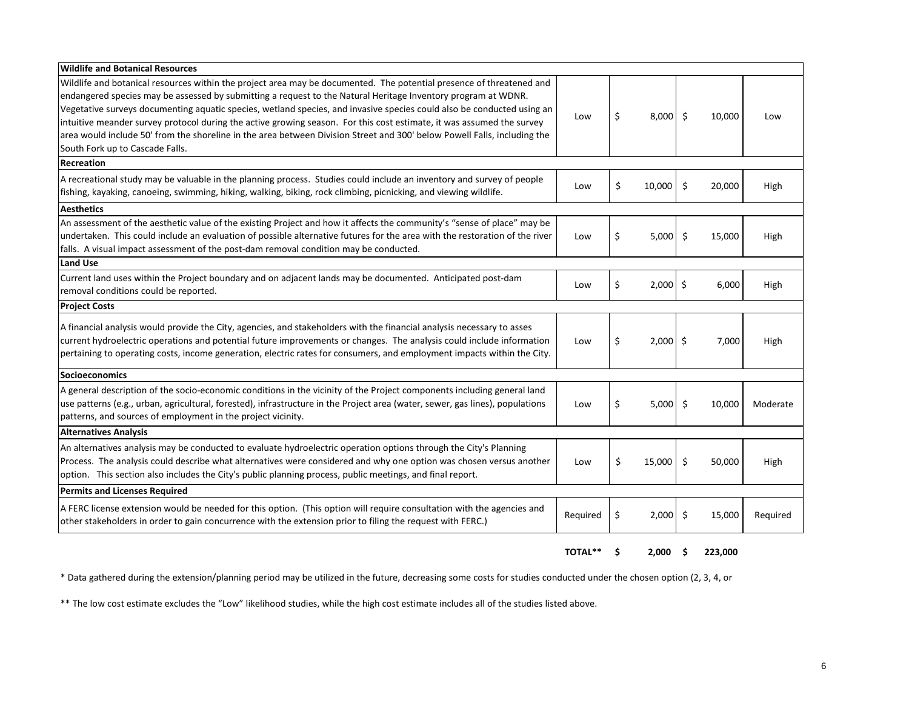| | | | | |
|---|---|---|---|---|
| **Wildlife and Botanical Resources** | | | | |
| Wildlife and botanical resources within the project area may be documented. The potential presence of threatened and endangered species may be assessed by submitting a request to the Natural Heritage Inventory program at WDNR. Vegetative surveys documenting aquatic species, wetland species, and invasive species could also be conducted using an intuitive meander survey protocol during the active growing season. For this cost estimate, it was assumed the survey area would include 50' from the shoreline in the area between Division Street and 300' below Powell Falls, including the South Fork up to Cascade Falls. | Low | $ 8,000 | $ 10,000 | Low |
| **Recreation** | | | | |
| A recreational study may be valuable in the planning process. Studies could include an inventory and survey of people fishing, kayaking, canoeing, swimming, hiking, walking, biking, rock climbing, picnicking, and viewing wildlife. | Low | $ 10,000 | $ 20,000 | High |
| **Aesthetics** | | | | |
| An assessment of the aesthetic value of the existing Project and how it affects the community's "sense of place" may be undertaken. This could include an evaluation of possible alternative futures for the area with the restoration of the river falls. A visual impact assessment of the post-dam removal condition may be conducted. | Low | $ 5,000 | $ 15,000 | High |
| **Land Use** | | | | |
| Current land uses within the Project boundary and on adjacent lands may be documented. Anticipated post-dam removal conditions could be reported. | Low | $ 2,000 | $ 6,000 | High |
| **Project Costs** | | | | |
| A financial analysis would provide the City, agencies, and stakeholders with the financial analysis necessary to asses current hydroelectric operations and potential future improvements or changes. The analysis could include information pertaining to operating costs, income generation, electric rates for consumers, and employment impacts within the City. | Low | $ 2,000 | $ 7,000 | High |
| **Socioeconomics** | | | | |
| A general description of the socio-economic conditions in the vicinity of the Project components including general land use patterns (e.g., urban, agricultural, forested), infrastructure in the Project area (water, sewer, gas lines), populations patterns, and sources of employment in the project vicinity. | Low | $ 5,000 | $ 10,000 | Moderate |
| **Alternatives Analysis** | | | | |
| An alternatives analysis may be conducted to evaluate hydroelectric operation options through the City's Planning Process. The analysis could describe what alternatives were considered and why one option was chosen versus another option. This section also includes the City's public planning process, public meetings, and final report. | Low | $ 15,000 | $ 50,000 | High |
| **Permits and Licenses Required** | | | | |
| A FERC license extension would be needed for this option. (This option will require consultation with the agencies and other stakeholders in order to gain concurrence with the extension prior to filing the request with FERC.) | Required | $ 2,000 | $ 15,000 | Required |
| | **TOTAL**** | **$ 2,000** | **$ 223,000** | |

* Data gathered during the extension/planning period may be utilized in the future, decreasing some costs for studies conducted under the chosen option (2, 3, 4, or

** The low cost estimate excludes the "Low" likelihood studies, while the high cost estimate includes all of the studies listed above.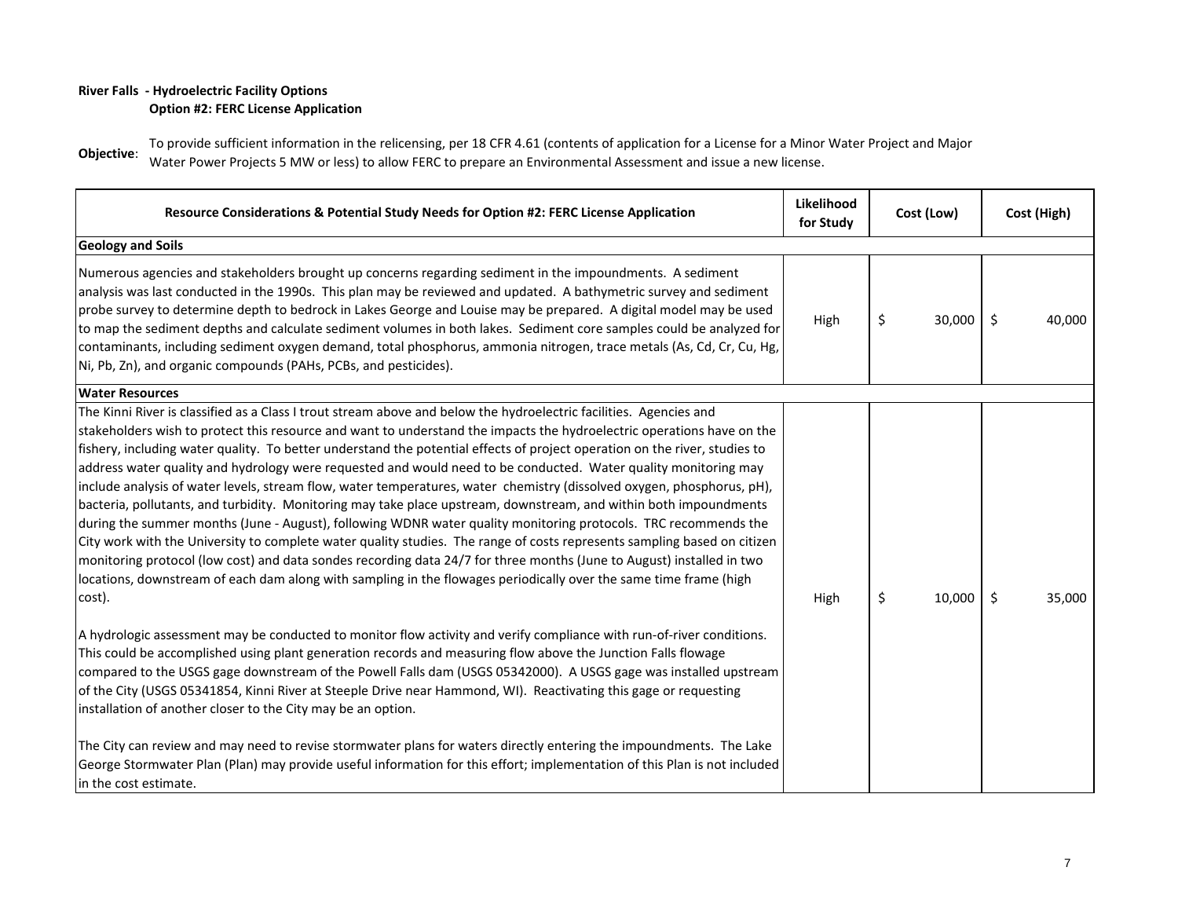**River Falls - Hydroelectric Facility Options**
**Option #2: FERC License Application**

**Objective**: To provide sufficient information in the relicensing, per 18 CFR 4.61 (contents of application for a License for a Minor Water Project and Major Water Power Projects 5 MW or less) to allow FERC to prepare an Environmental Assessment and issue a new license.

| Resource Considerations & Potential Study Needs for Option #2: FERC License Application | Likelihood for Study | Cost (Low) | Cost (High) |
|---|---|---|---|
| **Geology and Soils** | | | |
| Numerous agencies and stakeholders brought up concerns regarding sediment in the impoundments. A sediment analysis was last conducted in the 1990s. This plan may be reviewed and updated. A bathymetric survey and sediment probe survey to determine depth to bedrock in Lakes George and Louise may be prepared. A digital model may be used to map the sediment depths and calculate sediment volumes in both lakes. Sediment core samples could be analyzed for contaminants, including sediment oxygen demand, total phosphorus, ammonia nitrogen, trace metals (As, Cd, Cr, Cu, Hg, Ni, Pb, Zn), and organic compounds (PAHs, PCBs, and pesticides). | High | $ 30,000 | $ 40,000 |
| **Water Resources** | | | |
| The Kinni River is classified as a Class I trout stream above and below the hydroelectric facilities. Agencies and stakeholders wish to protect this resource and want to understand the impacts the hydroelectric operations have on the fishery, including water quality. To better understand the potential effects of project operation on the river, studies to address water quality and hydrology were requested and would need to be conducted. Water quality monitoring may include analysis of water levels, stream flow, water temperatures, water chemistry (dissolved oxygen, phosphorus, pH), bacteria, pollutants, and turbidity. Monitoring may take place upstream, downstream, and within both impoundments during the summer months (June - August), following WDNR water quality monitoring protocols. TRC recommends the City work with the University to complete water quality studies. The range of costs represents sampling based on citizen monitoring protocol (low cost) and data sondes recording data 24/7 for three months (June to August) installed in two locations, downstream of each dam along with sampling in the flowages periodically over the same time frame (high cost).<br><br>A hydrologic assessment may be conducted to monitor flow activity and verify compliance with run-of-river conditions. This could be accomplished using plant generation records and measuring flow above the Junction Falls flowage compared to the USGS gage downstream of the Powell Falls dam (USGS 05342000). A USGS gage was installed upstream of the City (USGS 05341854, Kinni River at Steeple Drive near Hammond, WI). Reactivating this gage or requesting installation of another closer to the City may be an option.<br><br>The City can review and may need to revise stormwater plans for waters directly entering the impoundments. The Lake George Stormwater Plan (Plan) may provide useful information for this effort; implementation of this Plan is not included in the cost estimate. | High | $ 10,000 | $ 35,000 |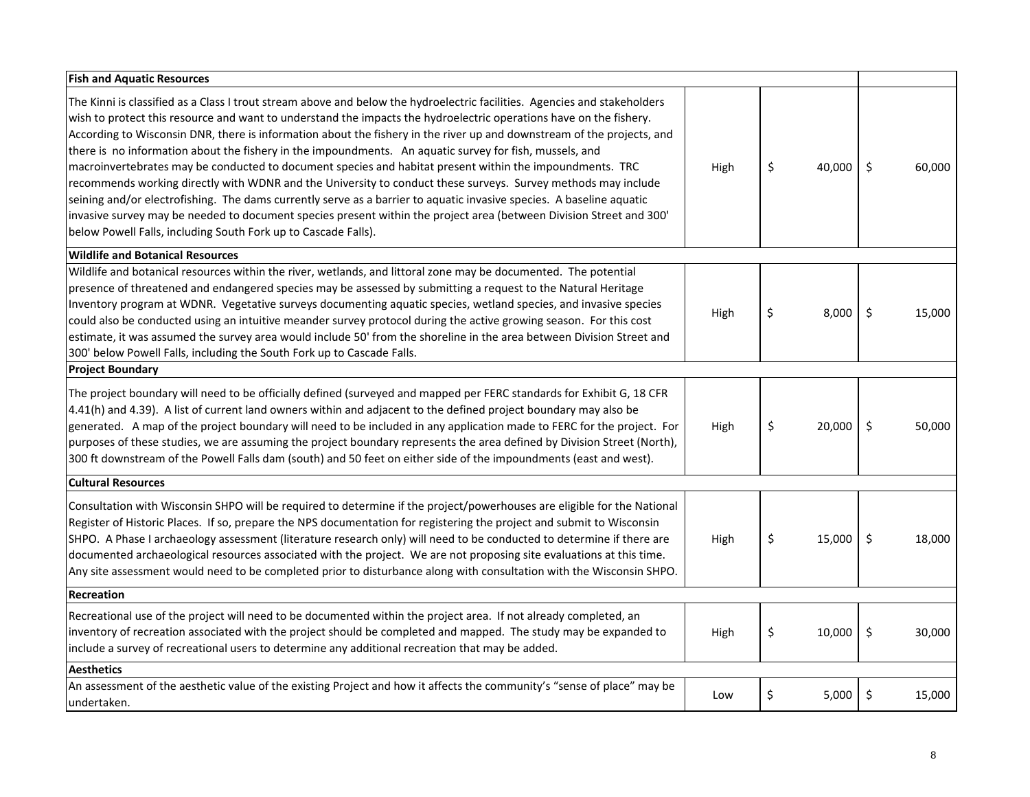| Description | Priority | Low Estimate | High Estimate |
|---|---|---|---|
| **Fish and Aquatic Resources** | | | |
| The Kinni is classified as a Class I trout stream above and below the hydroelectric facilities. Agencies and stakeholders wish to protect this resource and want to understand the impacts the hydroelectric operations have on the fishery. According to Wisconsin DNR, there is information about the fishery in the river up and downstream of the projects, and there is no information about the fishery in the impoundments. An aquatic survey for fish, mussels, and macroinvertebrates may be conducted to document species and habitat present within the impoundments. TRC recommends working directly with WDNR and the University to conduct these surveys. Survey methods may include seining and/or electrofishing. The dams currently serve as a barrier to aquatic invasive species. A baseline aquatic invasive survey may be needed to document species present within the project area (between Division Street and 300' below Powell Falls, including South Fork up to Cascade Falls). | High | $ 40,000 | $ 60,000 |
| **Wildlife and Botanical Resources** | | | |
| Wildlife and botanical resources within the river, wetlands, and littoral zone may be documented. The potential presence of threatened and endangered species may be assessed by submitting a request to the Natural Heritage Inventory program at WDNR. Vegetative surveys documenting aquatic species, wetland species, and invasive species could also be conducted using an intuitive meander survey protocol during the active growing season. For this cost estimate, it was assumed the survey area would include 50' from the shoreline in the area between Division Street and 300' below Powell Falls, including the South Fork up to Cascade Falls. | High | $ 8,000 | $ 15,000 |
| **Project Boundary** | | | |
| The project boundary will need to be officially defined (surveyed and mapped per FERC standards for Exhibit G, 18 CFR 4.41(h) and 4.39). A list of current land owners within and adjacent to the defined project boundary may also be generated. A map of the project boundary will need to be included in any application made to FERC for the project. For purposes of these studies, we are assuming the project boundary represents the area defined by Division Street (North), 300 ft downstream of the Powell Falls dam (south) and 50 feet on either side of the impoundments (east and west). | High | $ 20,000 | $ 50,000 |
| **Cultural Resources** | | | |
| Consultation with Wisconsin SHPO will be required to determine if the project/powerhouses are eligible for the National Register of Historic Places. If so, prepare the NPS documentation for registering the project and submit to Wisconsin SHPO. A Phase I archaeology assessment (literature research only) will need to be conducted to determine if there are documented archaeological resources associated with the project. We are not proposing site evaluations at this time. Any site assessment would need to be completed prior to disturbance along with consultation with the Wisconsin SHPO. | High | $ 15,000 | $ 18,000 |
| **Recreation** | | | |
| Recreational use of the project will need to be documented within the project area. If not already completed, an inventory of recreation associated with the project should be completed and mapped. The study may be expanded to include a survey of recreational users to determine any additional recreation that may be added. | High | $ 10,000 | $ 30,000 |
| **Aesthetics** | | | |
| An assessment of the aesthetic value of the existing Project and how it affects the community's "sense of place" may be undertaken. | Low | $ 5,000 | $ 15,000 |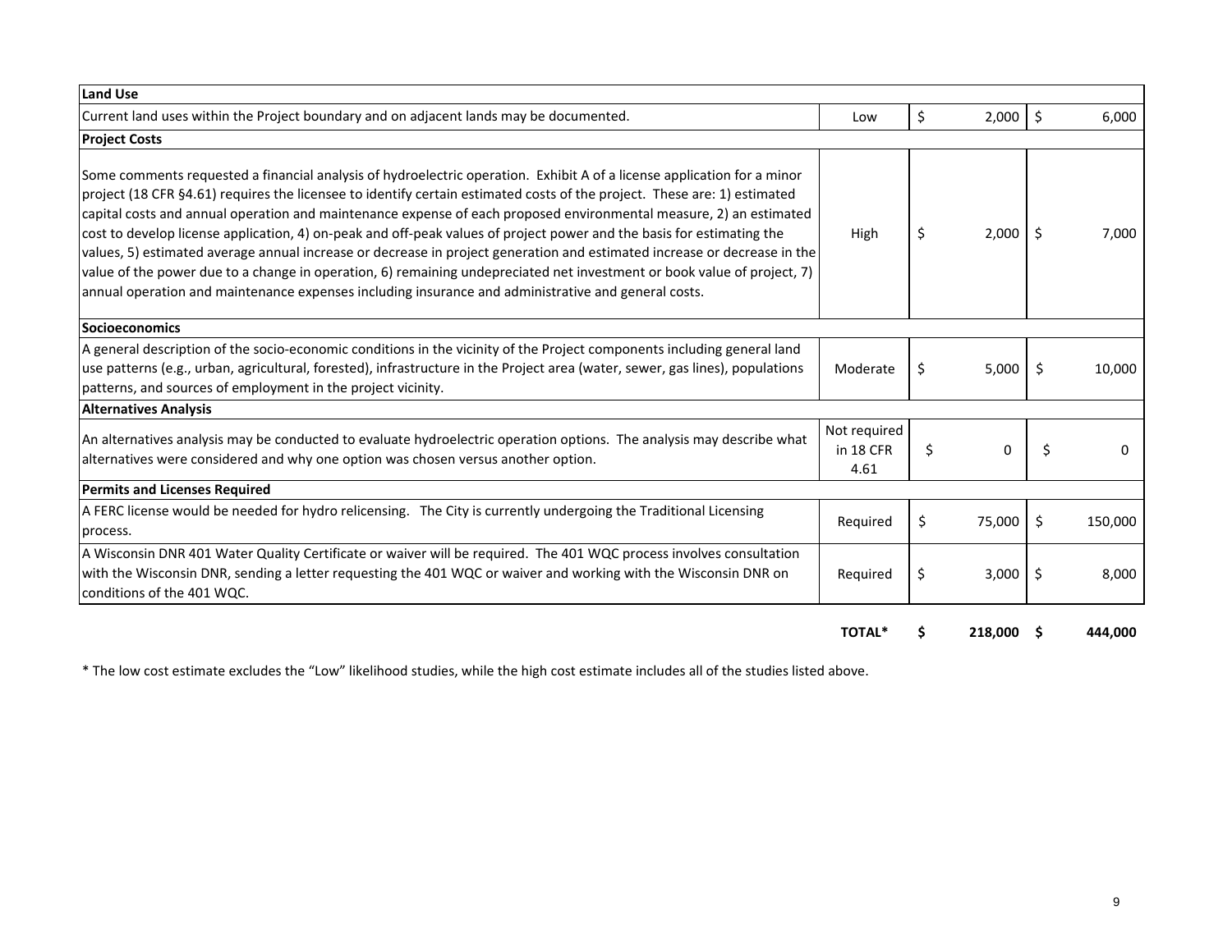| | | | |
|---|---|---|---|
| **Land Use** | | | |
| Current land uses within the Project boundary and on adjacent lands may be documented. | Low | $ 2,000 | $ 6,000 |
| **Project Costs** | | | |
| Some comments requested a financial analysis of hydroelectric operation. Exhibit A of a license application for a minor project (18 CFR §4.61) requires the licensee to identify certain estimated costs of the project. These are: 1) estimated capital costs and annual operation and maintenance expense of each proposed environmental measure, 2) an estimated cost to develop license application, 4) on-peak and off-peak values of project power and the basis for estimating the values, 5) estimated average annual increase or decrease in project generation and estimated increase or decrease in the value of the power due to a change in operation, 6) remaining undepreciated net investment or book value of project, 7) annual operation and maintenance expenses including insurance and administrative and general costs. | High | $ 2,000 | $ 7,000 |
| **Socioeconomics** | | | |
| A general description of the socio-economic conditions in the vicinity of the Project components including general land use patterns (e.g., urban, agricultural, forested), infrastructure in the Project area (water, sewer, gas lines), populations patterns, and sources of employment in the project vicinity. | Moderate | $ 5,000 | $ 10,000 |
| **Alternatives Analysis** | | | |
| An alternatives analysis may be conducted to evaluate hydroelectric operation options. The analysis may describe what alternatives were considered and why one option was chosen versus another option. | Not required in 18 CFR 4.61 | $ 0 | $ 0 |
| **Permits and Licenses Required** | | | |
| A FERC license would be needed for hydro relicensing. The City is currently undergoing the Traditional Licensing process. | Required | $ 75,000 | $ 150,000 |
| A Wisconsin DNR 401 Water Quality Certificate or waiver will be required. The 401 WQC process involves consultation with the Wisconsin DNR, sending a letter requesting the 401 WQC or waiver and working with the Wisconsin DNR on conditions of the 401 WQC. | Required | $ 3,000 | $ 8,000 |
| | **TOTAL*** | **$ 218,000** | **$ 444,000** |

* The low cost estimate excludes the "Low" likelihood studies, while the high cost estimate includes all of the studies listed above.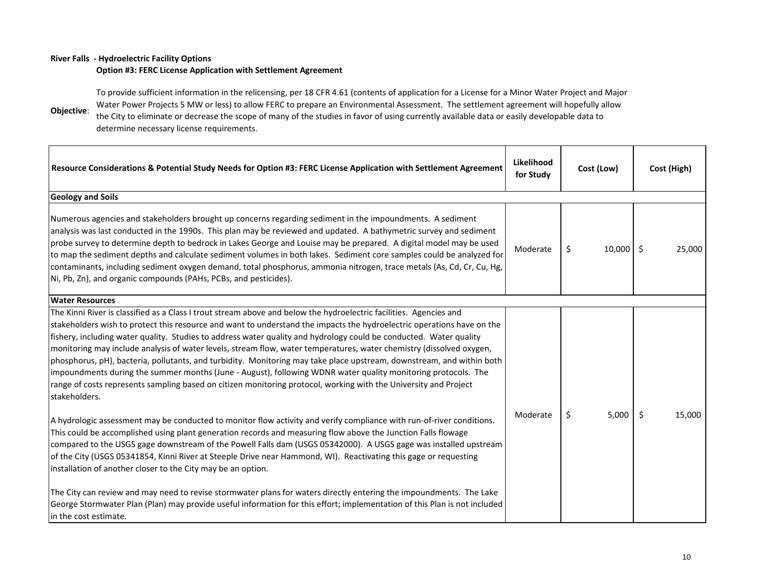**River Falls - Hydroelectric Facility Options**

**Option #3: FERC License Application with Settlement Agreement**

**Objective**: To provide sufficient information in the relicensing, per 18 CFR 4.61 (contents of application for a License for a Minor Water Project and Major Water Power Projects 5 MW or less) to allow FERC to prepare an Environmental Assessment. The settlement agreement will hopefully allow the City to eliminate or decrease the scope of many of the studies in favor of using currently available data or easily developable data to determine necessary license requirements.

| Resource Considerations & Potential Study Needs for Option #3: FERC License Application with Settlement Agreement | Likelihood for Study | Cost (Low) | Cost (High) |
|---|---|---|---|
| **Geology and Soils** | | | |
| Numerous agencies and stakeholders brought up concerns regarding sediment in the impoundments. A sediment analysis was last conducted in the 1990s. This plan may be reviewed and updated. A bathymetric survey and sediment probe survey to determine depth to bedrock in Lakes George and Louise may be prepared. A digital model may be used to map the sediment depths and calculate sediment volumes in both lakes. Sediment core samples could be analyzed for contaminants, including sediment oxygen demand, total phosphorus, ammonia nitrogen, trace metals (As, Cd, Cr, Cu, Hg, Ni, Pb, Zn), and organic compounds (PAHs, PCBs, and pesticides). | Moderate | $ 10,000 | $ 25,000 |
| **Water Resources** | | | |
| The Kinni River is classified as a Class I trout stream above and below the hydroelectric facilities. Agencies and stakeholders wish to protect this resource and want to understand the impacts the hydroelectric operations have on the fishery, including water quality. Studies to address water quality and hydrology could be conducted. Water quality monitoring may include analysis of water levels, stream flow, water temperatures, water chemistry (dissolved oxygen, phosphorus, pH), bacteria, pollutants, and turbidity. Monitoring may take place upstream, downstream, and within both impoundments during the summer months (June - August), following WDNR water quality monitoring protocols. The range of costs represents sampling based on citizen monitoring protocol, working with the University and Project stakeholders.<br><br>A hydrologic assessment may be conducted to monitor flow activity and verify compliance with run-of-river conditions. This could be accomplished using plant generation records and measuring flow above the Junction Falls flowage compared to the USGS gage downstream of the Powell Falls dam (USGS 05342000). A USGS gage was installed upstream of the City (USGS 05341854, Kinni River at Steeple Drive near Hammond, WI). Reactivating this gage or requesting installation of another closer to the City may be an option.<br><br>The City can review and may need to revise stormwater plans for waters directly entering the impoundments. The Lake George Stormwater Plan (Plan) may provide useful information for this effort; implementation of this Plan is not included in the cost estimate. | Moderate | $ 5,000 | $ 15,000 |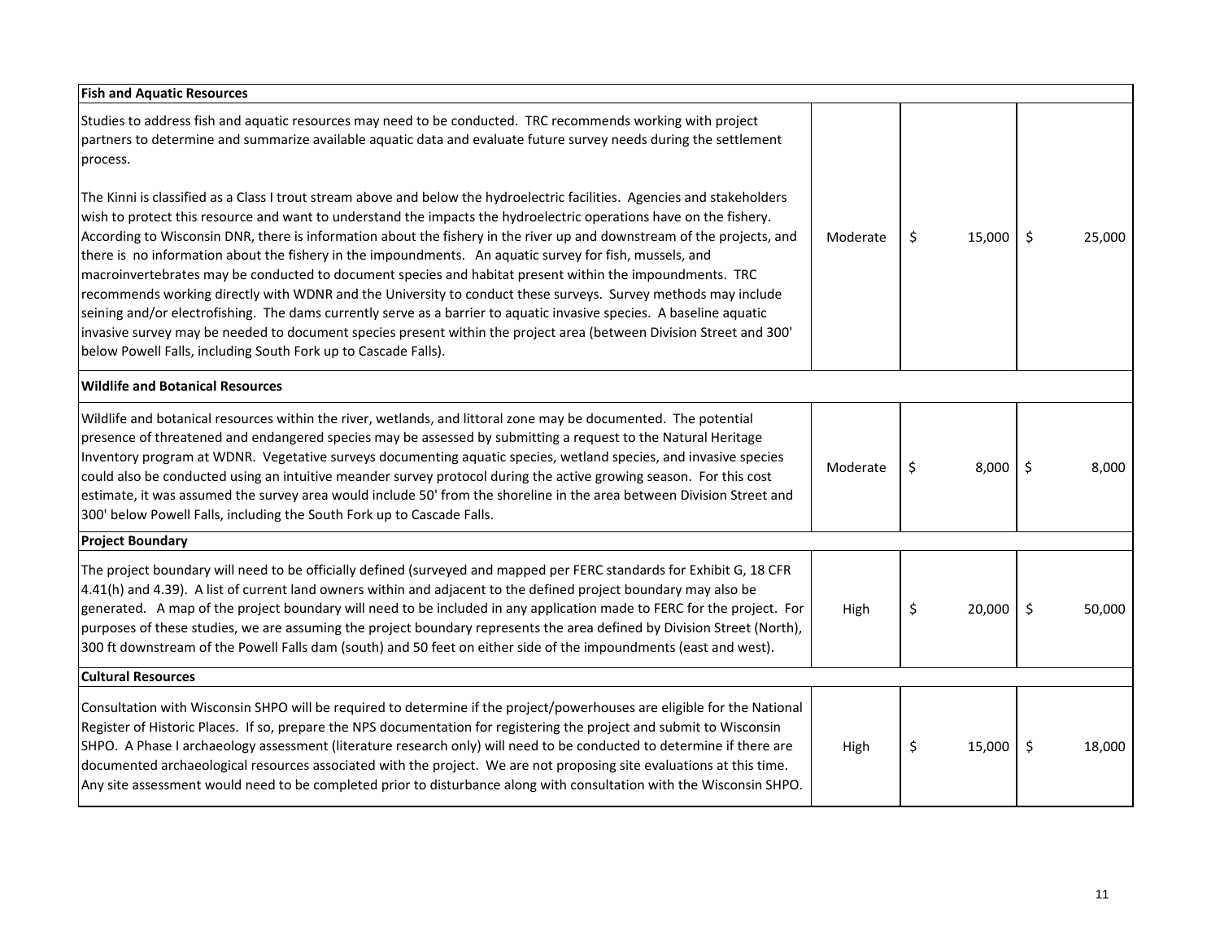| Fish and Aquatic Resources | | | |
|---|---|---|---|
| Studies to address fish and aquatic resources may need to be conducted. TRC recommends working with project partners to determine and summarize available aquatic data and evaluate future survey needs during the settlement process.<br><br>The Kinni is classified as a Class I trout stream above and below the hydroelectric facilities. Agencies and stakeholders wish to protect this resource and want to understand the impacts the hydroelectric operations have on the fishery. According to Wisconsin DNR, there is information about the fishery in the river up and downstream of the projects, and there is no information about the fishery in the impoundments. An aquatic survey for fish, mussels, and macroinvertebrates may be conducted to document species and habitat present within the impoundments. TRC recommends working directly with WDNR and the University to conduct these surveys. Survey methods may include seining and/or electrofishing. The dams currently serve as a barrier to aquatic invasive species. A baseline aquatic invasive survey may be needed to document species present within the project area (between Division Street and 300' below Powell Falls, including South Fork up to Cascade Falls). | Moderate | $ 15,000 | $ 25,000 |
| **Wildlife and Botanical Resources** | | | |
| Wildlife and botanical resources within the river, wetlands, and littoral zone may be documented. The potential presence of threatened and endangered species may be assessed by submitting a request to the Natural Heritage Inventory program at WDNR. Vegetative surveys documenting aquatic species, wetland species, and invasive species could also be conducted using an intuitive meander survey protocol during the active growing season. For this cost estimate, it was assumed the survey area would include 50' from the shoreline in the area between Division Street and 300' below Powell Falls, including the South Fork up to Cascade Falls. | Moderate | $ 8,000 | $ 8,000 |
| **Project Boundary** | | | |
| The project boundary will need to be officially defined (surveyed and mapped per FERC standards for Exhibit G, 18 CFR 4.41(h) and 4.39). A list of current land owners within and adjacent to the defined project boundary may also be generated. A map of the project boundary will need to be included in any application made to FERC for the project. For purposes of these studies, we are assuming the project boundary represents the area defined by Division Street (North), 300 ft downstream of the Powell Falls dam (south) and 50 feet on either side of the impoundments (east and west). | High | $ 20,000 | $ 50,000 |
| **Cultural Resources** | | | |
| Consultation with Wisconsin SHPO will be required to determine if the project/powerhouses are eligible for the National Register of Historic Places. If so, prepare the NPS documentation for registering the project and submit to Wisconsin SHPO. A Phase I archaeology assessment (literature research only) will need to be conducted to determine if there are documented archaeological resources associated with the project. We are not proposing site evaluations at this time. Any site assessment would need to be completed prior to disturbance along with consultation with the Wisconsin SHPO. | High | $ 15,000 | $ 18,000 |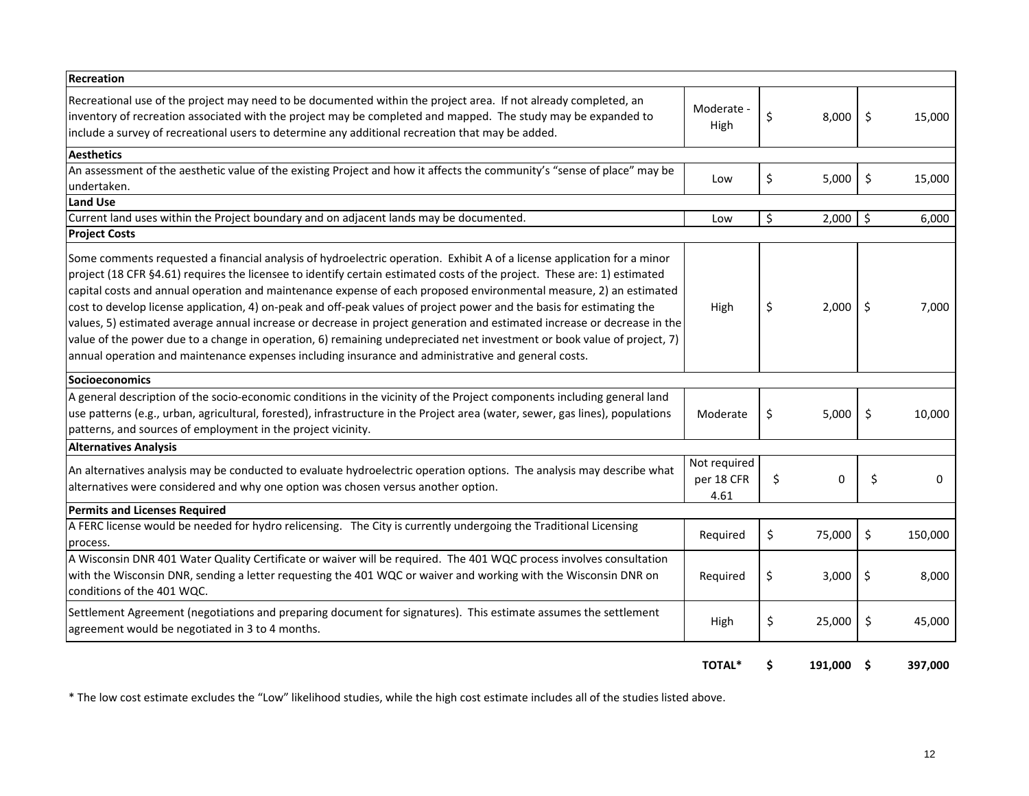| | | | |
|---|---|---|---|
| **Recreation** | | | |
| Recreational use of the project may need to be documented within the project area. If not already completed, an inventory of recreation associated with the project may be completed and mapped. The study may be expanded to include a survey of recreational users to determine any additional recreation that may be added. | Moderate - High | $ 8,000 | $ 15,000 |
| **Aesthetics** | | | |
| An assessment of the aesthetic value of the existing Project and how it affects the community's "sense of place" may be undertaken. | Low | $ 5,000 | $ 15,000 |
| **Land Use** | | | |
| Current land uses within the Project boundary and on adjacent lands may be documented. | Low | $ 2,000 | $ 6,000 |
| **Project Costs** | | | |
| Some comments requested a financial analysis of hydroelectric operation. Exhibit A of a license application for a minor project (18 CFR §4.61) requires the licensee to identify certain estimated costs of the project. These are: 1) estimated capital costs and annual operation and maintenance expense of each proposed environmental measure, 2) an estimated cost to develop license application, 4) on-peak and off-peak values of project power and the basis for estimating the values, 5) estimated average annual increase or decrease in project generation and estimated increase or decrease in the value of the power due to a change in operation, 6) remaining undepreciated net investment or book value of project, 7) annual operation and maintenance expenses including insurance and administrative and general costs. | High | $ 2,000 | $ 7,000 |
| **Socioeconomics** | | | |
| A general description of the socio-economic conditions in the vicinity of the Project components including general land use patterns (e.g., urban, agricultural, forested), infrastructure in the Project area (water, sewer, gas lines), populations patterns, and sources of employment in the project vicinity. | Moderate | $ 5,000 | $ 10,000 |
| **Alternatives Analysis** | | | |
| An alternatives analysis may be conducted to evaluate hydroelectric operation options. The analysis may describe what alternatives were considered and why one option was chosen versus another option. | Not required per 18 CFR 4.61 | $ 0 | $ 0 |
| **Permits and Licenses Required** | | | |
| A FERC license would be needed for hydro relicensing. The City is currently undergoing the Traditional Licensing process. | Required | $ 75,000 | $ 150,000 |
| A Wisconsin DNR 401 Water Quality Certificate or waiver will be required. The 401 WQC process involves consultation with the Wisconsin DNR, sending a letter requesting the 401 WQC or waiver and working with the Wisconsin DNR on conditions of the 401 WQC. | Required | $ 3,000 | $ 8,000 |
| Settlement Agreement (negotiations and preparing document for signatures). This estimate assumes the settlement agreement would be negotiated in 3 to 4 months. | High | $ 25,000 | $ 45,000 |
| | **TOTAL*** | **$ 191,000** | **$ 397,000** |

* The low cost estimate excludes the "Low" likelihood studies, while the high cost estimate includes all of the studies listed above.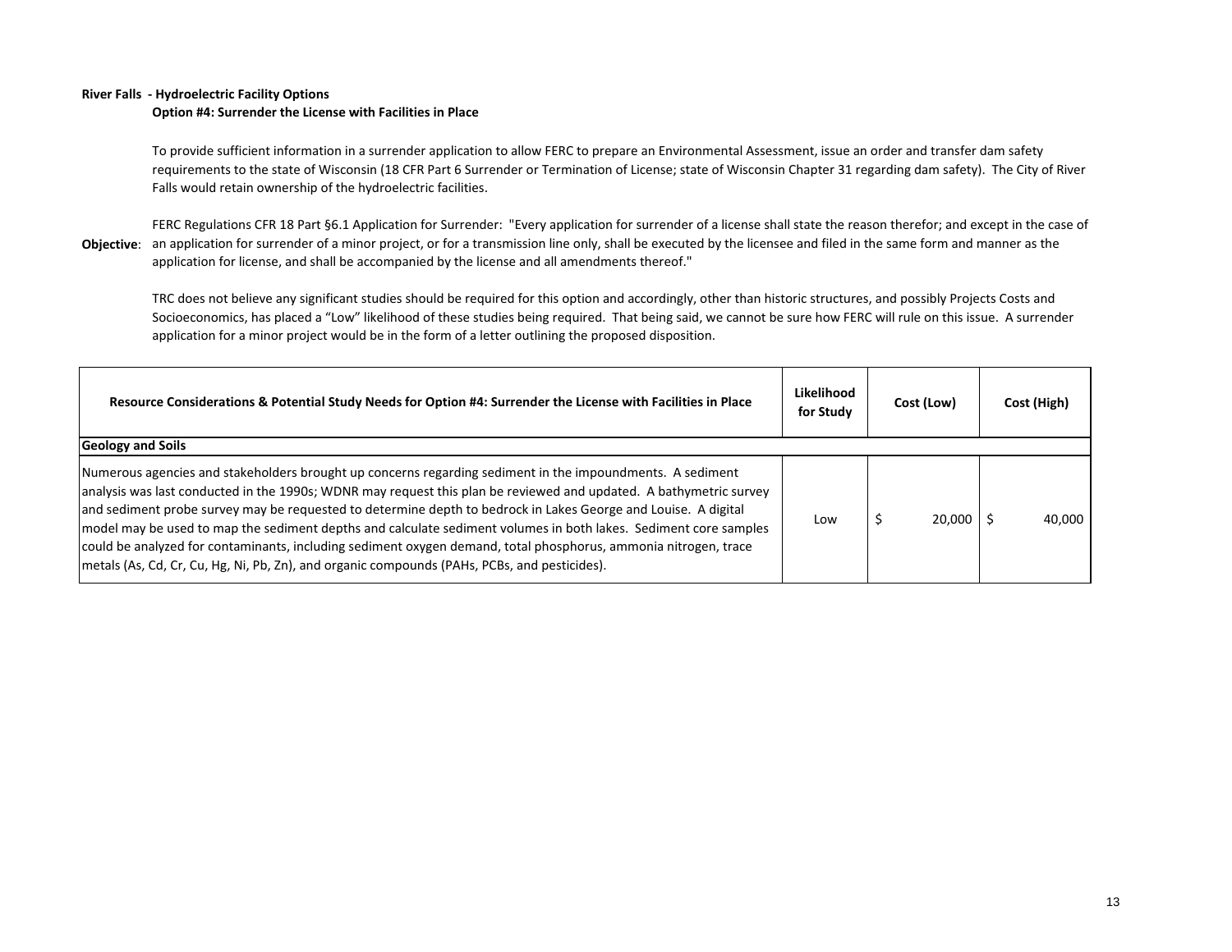**River Falls - Hydroelectric Facility Options**

**Option #4: Surrender the License with Facilities in Place**

**Objective**:

To provide sufficient information in a surrender application to allow FERC to prepare an Environmental Assessment, issue an order and transfer dam safety requirements to the state of Wisconsin (18 CFR Part 6 Surrender or Termination of License; state of Wisconsin Chapter 31 regarding dam safety). The City of River Falls would retain ownership of the hydroelectric facilities.

FERC Regulations CFR 18 Part §6.1 Application for Surrender: "Every application for surrender of a license shall state the reason therefor; and except in the case of an application for surrender of a minor project, or for a transmission line only, shall be executed by the licensee and filed in the same form and manner as the application for license, and shall be accompanied by the license and all amendments thereof."

TRC does not believe any significant studies should be required for this option and accordingly, other than historic structures, and possibly Projects Costs and Socioeconomics, has placed a "Low" likelihood of these studies being required. That being said, we cannot be sure how FERC will rule on this issue. A surrender application for a minor project would be in the form of a letter outlining the proposed disposition.

| Resource Considerations & Potential Study Needs for Option #4: Surrender the License with Facilities in Place | Likelihood for Study | Cost (Low) | Cost (High) |
|---|---|---|---|
| **Geology and Soils** | | | |
| Numerous agencies and stakeholders brought up concerns regarding sediment in the impoundments. A sediment analysis was last conducted in the 1990s; WDNR may request this plan be reviewed and updated. A bathymetric survey and sediment probe survey may be requested to determine depth to bedrock in Lakes George and Louise. A digital model may be used to map the sediment depths and calculate sediment volumes in both lakes. Sediment core samples could be analyzed for contaminants, including sediment oxygen demand, total phosphorus, ammonia nitrogen, trace metals (As, Cd, Cr, Cu, Hg, Ni, Pb, Zn), and organic compounds (PAHs, PCBs, and pesticides). | Low | $ 20,000 | $ 40,000 |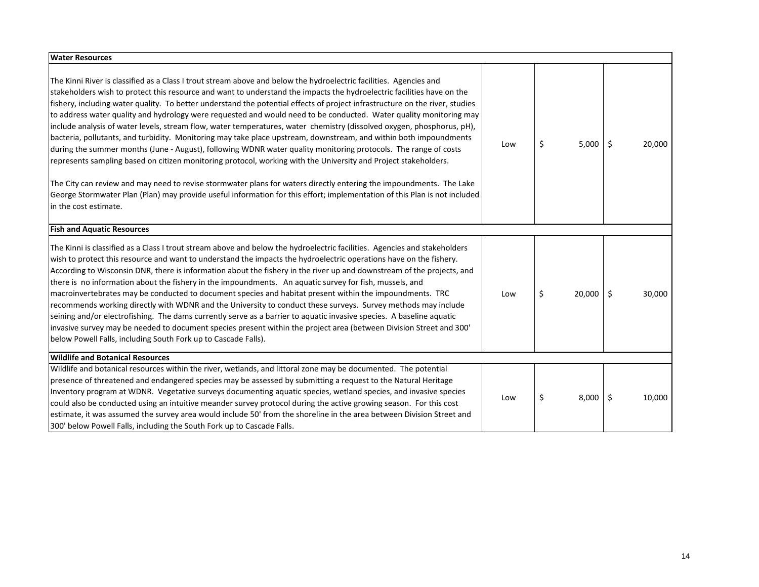| Water Resources | | | |
|---|---|---|---|
| The Kinni River is classified as a Class I trout stream above and below the hydroelectric facilities. Agencies and stakeholders wish to protect this resource and want to understand the impacts the hydroelectric facilities have on the fishery, including water quality. To better understand the potential effects of project infrastructure on the river, studies to address water quality and hydrology were requested and would need to be conducted. Water quality monitoring may include analysis of water levels, stream flow, water temperatures, water chemistry (dissolved oxygen, phosphorus, pH), bacteria, pollutants, and turbidity. Monitoring may take place upstream, downstream, and within both impoundments during the summer months (June - August), following WDNR water quality monitoring protocols. The range of costs represents sampling based on citizen monitoring protocol, working with the University and Project stakeholders.<br><br>The City can review and may need to revise stormwater plans for waters directly entering the impoundments. The Lake George Stormwater Plan (Plan) may provide useful information for this effort; implementation of this Plan is not included in the cost estimate. | Low | $ 5,000 | $ 20,000 |
| **Fish and Aquatic Resources** | | | |
| The Kinni is classified as a Class I trout stream above and below the hydroelectric facilities. Agencies and stakeholders wish to protect this resource and want to understand the impacts the hydroelectric operations have on the fishery. According to Wisconsin DNR, there is information about the fishery in the river up and downstream of the projects, and there is no information about the fishery in the impoundments. An aquatic survey for fish, mussels, and macroinvertebrates may be conducted to document species and habitat present within the impoundments. TRC recommends working directly with WDNR and the University to conduct these surveys. Survey methods may include seining and/or electrofishing. The dams currently serve as a barrier to aquatic invasive species. A baseline aquatic invasive survey may be needed to document species present within the project area (between Division Street and 300' below Powell Falls, including South Fork up to Cascade Falls). | Low | $ 20,000 | $ 30,000 |
| **Wildlife and Botanical Resources** | | | |
| Wildlife and botanical resources within the river, wetlands, and littoral zone may be documented. The potential presence of threatened and endangered species may be assessed by submitting a request to the Natural Heritage Inventory program at WDNR. Vegetative surveys documenting aquatic species, wetland species, and invasive species could also be conducted using an intuitive meander survey protocol during the active growing season. For this cost estimate, it was assumed the survey area would include 50' from the shoreline in the area between Division Street and 300' below Powell Falls, including the South Fork up to Cascade Falls. | Low | $ 8,000 | $ 10,000 |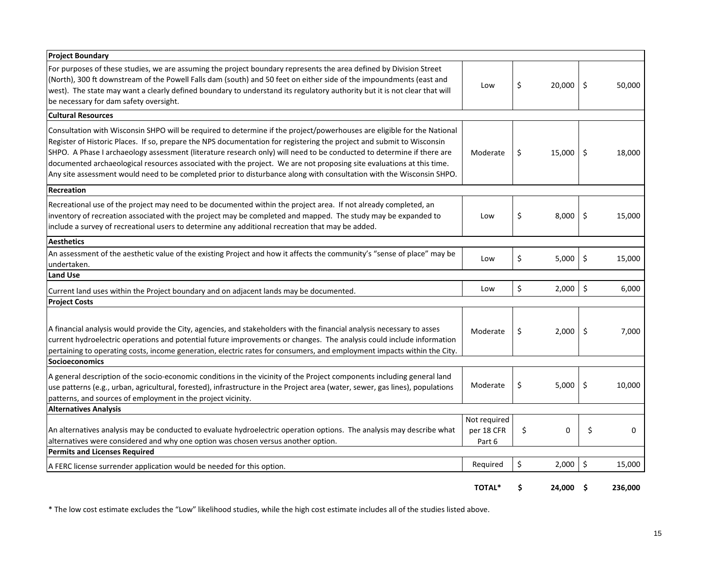| Study / Description | Likelihood | Low Cost | High Cost |
|---|---|---|---|
| **Project Boundary** | | | |
| For purposes of these studies, we are assuming the project boundary represents the area defined by Division Street (North), 300 ft downstream of the Powell Falls dam (south) and 50 feet on either side of the impoundments (east and west). The state may want a clearly defined boundary to understand its regulatory authority but it is not clear that will be necessary for dam safety oversight. | Low | $ 20,000 | $ 50,000 |
| **Cultural Resources** | | | |
| Consultation with Wisconsin SHPO will be required to determine if the project/powerhouses are eligible for the National Register of Historic Places. If so, prepare the NPS documentation for registering the project and submit to Wisconsin SHPO. A Phase I archaeology assessment (literature research only) will need to be conducted to determine if there are documented archaeological resources associated with the project. We are not proposing site evaluations at this time. Any site assessment would need to be completed prior to disturbance along with consultation with the Wisconsin SHPO. | Moderate | $ 15,000 | $ 18,000 |
| **Recreation** | | | |
| Recreational use of the project may need to be documented within the project area. If not already completed, an inventory of recreation associated with the project may be completed and mapped. The study may be expanded to include a survey of recreational users to determine any additional recreation that may be added. | Low | $ 8,000 | $ 15,000 |
| **Aesthetics** | | | |
| An assessment of the aesthetic value of the existing Project and how it affects the community's "sense of place" may be undertaken. | Low | $ 5,000 | $ 15,000 |
| **Land Use** | | | |
| Current land uses within the Project boundary and on adjacent lands may be documented. | Low | $ 2,000 | $ 6,000 |
| **Project Costs** | | | |
| A financial analysis would provide the City, agencies, and stakeholders with the financial analysis necessary to asses current hydroelectric operations and potential future improvements or changes. The analysis could include information pertaining to operating costs, income generation, electric rates for consumers, and employment impacts within the City. | Moderate | $ 2,000 | $ 7,000 |
| **Socioeconomics** | | | |
| A general description of the socio-economic conditions in the vicinity of the Project components including general land use patterns (e.g., urban, agricultural, forested), infrastructure in the Project area (water, sewer, gas lines), populations patterns, and sources of employment in the project vicinity. | Moderate | $ 5,000 | $ 10,000 |
| **Alternatives Analysis** | | | |
| An alternatives analysis may be conducted to evaluate hydroelectric operation options. The analysis may describe what alternatives were considered and why one option was chosen versus another option. | Not required per 18 CFR Part 6 | $ 0 | $ 0 |
| **Permits and Licenses Required** | | | |
| A FERC license surrender application would be needed for this option. | Required | $ 2,000 | $ 15,000 |
| | **TOTAL*** | **$ 24,000** | **$ 236,000** |

* The low cost estimate excludes the "Low" likelihood studies, while the high cost estimate includes all of the studies listed above.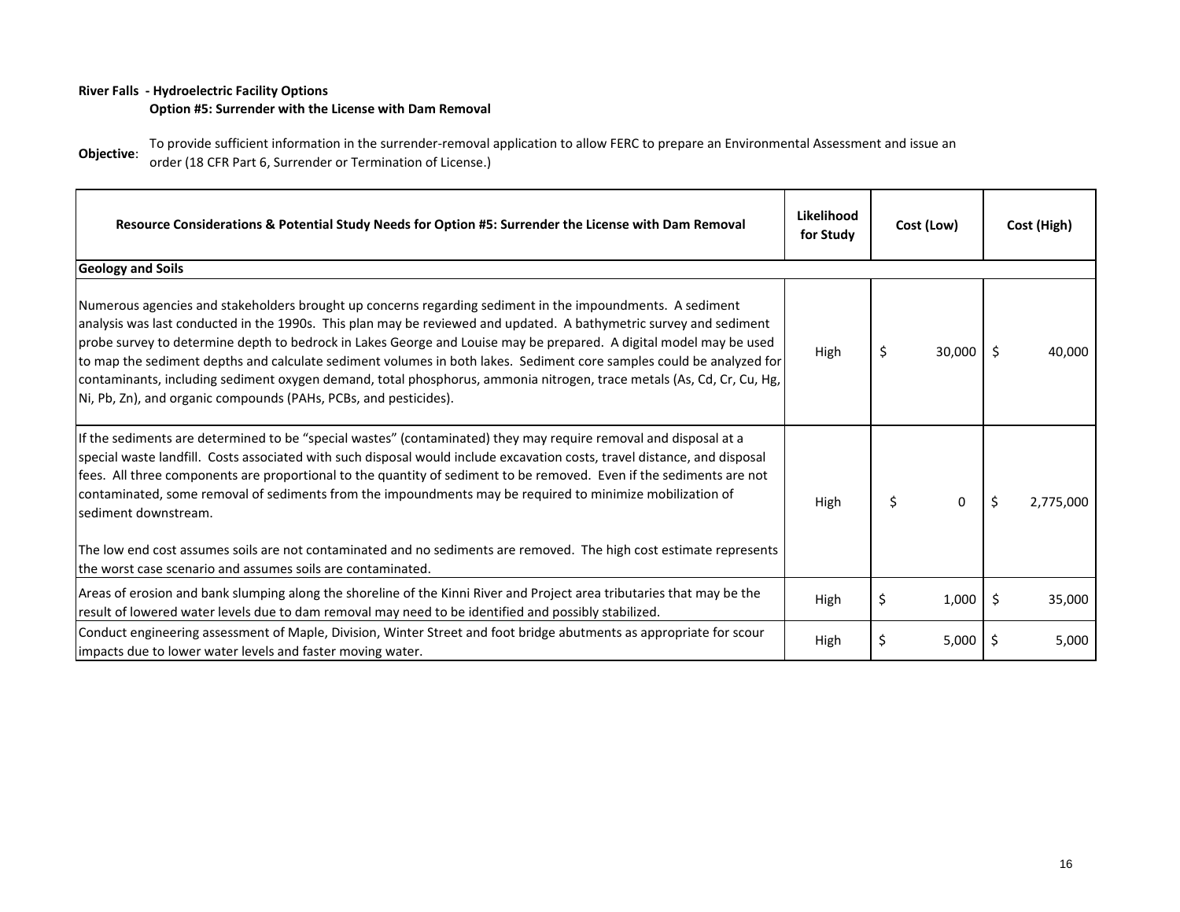**River Falls - Hydroelectric Facility Options**

**Option #5: Surrender with the License with Dam Removal**

**Objective**: To provide sufficient information in the surrender-removal application to allow FERC to prepare an Environmental Assessment and issue an order (18 CFR Part 6, Surrender or Termination of License.)

| Resource Considerations & Potential Study Needs for Option #5: Surrender the License with Dam Removal | Likelihood for Study | Cost (Low) | Cost (High) |
|---|---|---|---|
| **Geology and Soils** | | | |
| Numerous agencies and stakeholders brought up concerns regarding sediment in the impoundments. A sediment analysis was last conducted in the 1990s. This plan may be reviewed and updated. A bathymetric survey and sediment probe survey to determine depth to bedrock in Lakes George and Louise may be prepared. A digital model may be used to map the sediment depths and calculate sediment volumes in both lakes. Sediment core samples could be analyzed for contaminants, including sediment oxygen demand, total phosphorus, ammonia nitrogen, trace metals (As, Cd, Cr, Cu, Hg, Ni, Pb, Zn), and organic compounds (PAHs, PCBs, and pesticides). | High | $ 30,000 | $ 40,000 |
| If the sediments are determined to be "special wastes" (contaminated) they may require removal and disposal at a special waste landfill. Costs associated with such disposal would include excavation costs, travel distance, and disposal fees. All three components are proportional to the quantity of sediment to be removed. Even if the sediments are not contaminated, some removal of sediments from the impoundments may be required to minimize mobilization of sediment downstream.<br><br>The low end cost assumes soils are not contaminated and no sediments are removed. The high cost estimate represents the worst case scenario and assumes soils are contaminated. | High | $ 0 | $ 2,775,000 |
| Areas of erosion and bank slumping along the shoreline of the Kinni River and Project area tributaries that may be the result of lowered water levels due to dam removal may need to be identified and possibly stabilized. | High | $ 1,000 | $ 35,000 |
| Conduct engineering assessment of Maple, Division, Winter Street and foot bridge abutments as appropriate for scour impacts due to lower water levels and faster moving water. | High | $ 5,000 | $ 5,000 |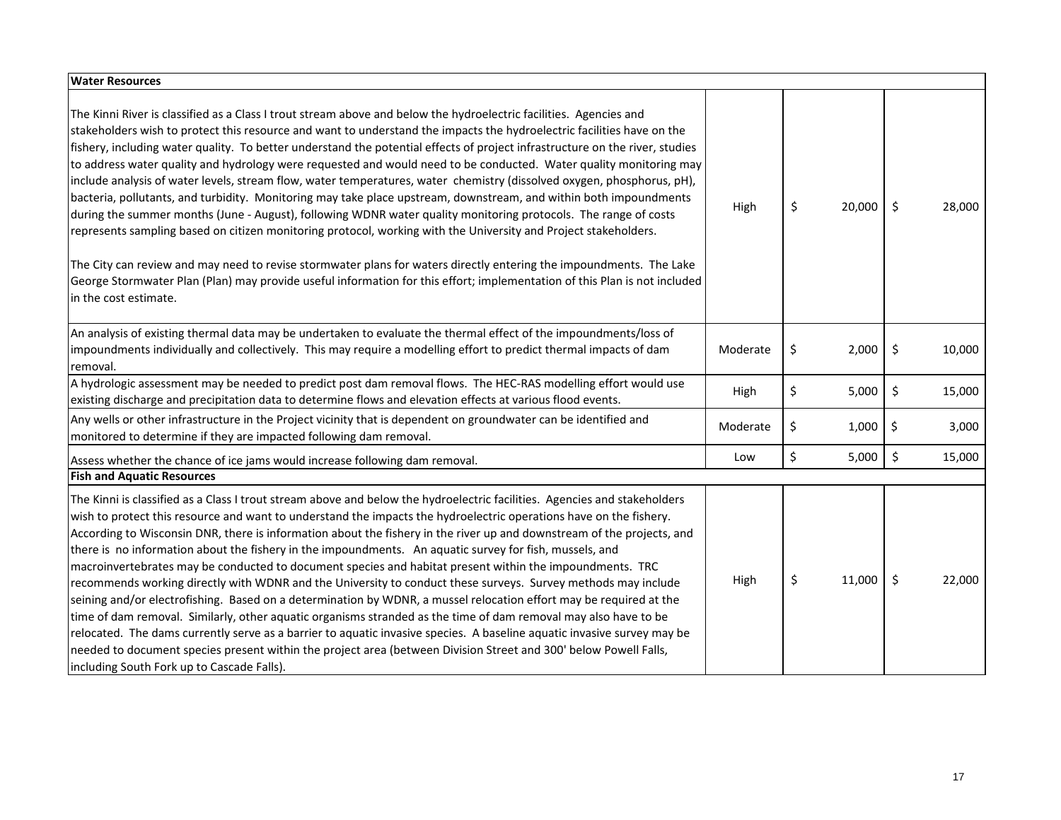| Water Resources | | | |
|---|---|---|---|
| The Kinni River is classified as a Class I trout stream above and below the hydroelectric facilities. Agencies and stakeholders wish to protect this resource and want to understand the impacts the hydroelectric facilities have on the fishery, including water quality. To better understand the potential effects of project infrastructure on the river, studies to address water quality and hydrology were requested and would need to be conducted. Water quality monitoring may include analysis of water levels, stream flow, water temperatures, water chemistry (dissolved oxygen, phosphorus, pH), bacteria, pollutants, and turbidity. Monitoring may take place upstream, downstream, and within both impoundments during the summer months (June - August), following WDNR water quality monitoring protocols. The range of costs represents sampling based on citizen monitoring protocol, working with the University and Project stakeholders.<br><br>The City can review and may need to revise stormwater plans for waters directly entering the impoundments. The Lake George Stormwater Plan (Plan) may provide useful information for this effort; implementation of this Plan is not included in the cost estimate. | High | $ 20,000 | $ 28,000 |
| An analysis of existing thermal data may be undertaken to evaluate the thermal effect of the impoundments/loss of impoundments individually and collectively. This may require a modelling effort to predict thermal impacts of dam removal. | Moderate | $ 2,000 | $ 10,000 |
| A hydrologic assessment may be needed to predict post dam removal flows. The HEC-RAS modelling effort would use existing discharge and precipitation data to determine flows and elevation effects at various flood events. | High | $ 5,000 | $ 15,000 |
| Any wells or other infrastructure in the Project vicinity that is dependent on groundwater can be identified and monitored to determine if they are impacted following dam removal. | Moderate | $ 1,000 | $ 3,000 |
| Assess whether the chance of ice jams would increase following dam removal. | Low | $ 5,000 | $ 15,000 |
| **Fish and Aquatic Resources** | | | |
| The Kinni is classified as a Class I trout stream above and below the hydroelectric facilities. Agencies and stakeholders wish to protect this resource and want to understand the impacts the hydroelectric operations have on the fishery. According to Wisconsin DNR, there is information about the fishery in the river up and downstream of the projects, and there is no information about the fishery in the impoundments. An aquatic survey for fish, mussels, and macroinvertebrates may be conducted to document species and habitat present within the impoundments. TRC recommends working directly with WDNR and the University to conduct these surveys. Survey methods may include seining and/or electrofishing. Based on a determination by WDNR, a mussel relocation effort may be required at the time of dam removal. Similarly, other aquatic organisms stranded as the time of dam removal may also have to be relocated. The dams currently serve as a barrier to aquatic invasive species. A baseline aquatic invasive survey may be needed to document species present within the project area (between Division Street and 300' below Powell Falls, including South Fork up to Cascade Falls). | High | $ 11,000 | $ 22,000 |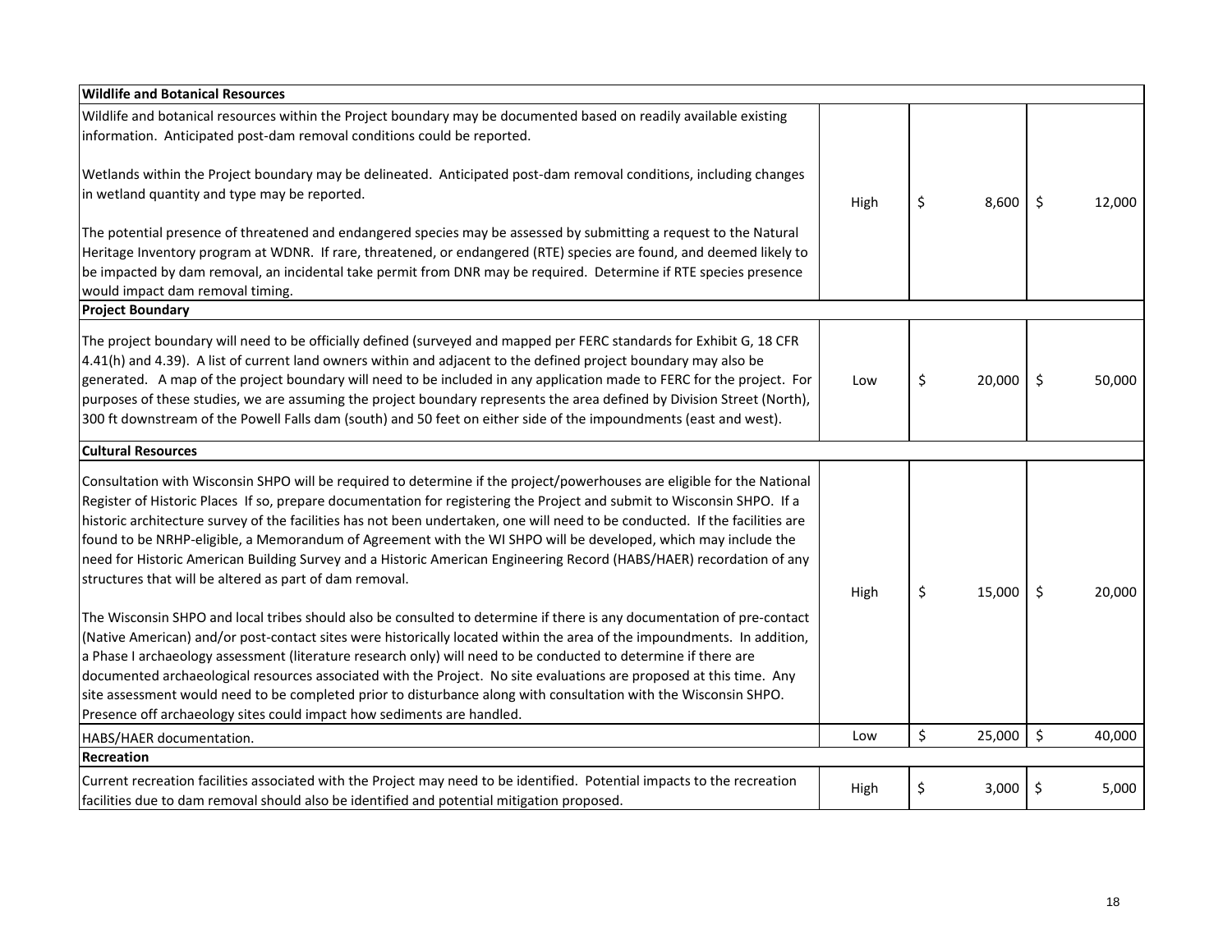| | | | |
|---|---|---|---|
| **Wildlife and Botanical Resources** | | | |
| Wildlife and botanical resources within the Project boundary may be documented based on readily available existing information. Anticipated post-dam removal conditions could be reported.<br><br>Wetlands within the Project boundary may be delineated. Anticipated post-dam removal conditions, including changes in wetland quantity and type may be reported.<br><br>The potential presence of threatened and endangered species may be assessed by submitting a request to the Natural Heritage Inventory program at WDNR. If rare, threatened, or endangered (RTE) species are found, and deemed likely to be impacted by dam removal, an incidental take permit from DNR may be required. Determine if RTE species presence would impact dam removal timing. | High | $ 8,600 | $ 12,000 |
| **Project Boundary** | | | |
| The project boundary will need to be officially defined (surveyed and mapped per FERC standards for Exhibit G, 18 CFR 4.41(h) and 4.39). A list of current land owners within and adjacent to the defined project boundary may also be generated. A map of the project boundary will need to be included in any application made to FERC for the project. For purposes of these studies, we are assuming the project boundary represents the area defined by Division Street (North), 300 ft downstream of the Powell Falls dam (south) and 50 feet on either side of the impoundments (east and west). | Low | $ 20,000 | $ 50,000 |
| **Cultural Resources** | | | |
| Consultation with Wisconsin SHPO will be required to determine if the project/powerhouses are eligible for the National Register of Historic Places If so, prepare documentation for registering the Project and submit to Wisconsin SHPO. If a historic architecture survey of the facilities has not been undertaken, one will need to be conducted. If the facilities are found to be NRHP-eligible, a Memorandum of Agreement with the WI SHPO will be developed, which may include the need for Historic American Building Survey and a Historic American Engineering Record (HABS/HAER) recordation of any structures that will be altered as part of dam removal.<br><br>The Wisconsin SHPO and local tribes should also be consulted to determine if there is any documentation of pre-contact (Native American) and/or post-contact sites were historically located within the area of the impoundments. In addition, a Phase I archaeology assessment (literature research only) will need to be conducted to determine if there are documented archaeological resources associated with the Project. No site evaluations are proposed at this time. Any site assessment would need to be completed prior to disturbance along with consultation with the Wisconsin SHPO. Presence off archaeology sites could impact how sediments are handled. | High | $ 15,000 | $ 20,000 |
| HABS/HAER documentation. | Low | $ 25,000 | $ 40,000 |
| **Recreation** | | | |
| Current recreation facilities associated with the Project may need to be identified. Potential impacts to the recreation facilities due to dam removal should also be identified and potential mitigation proposed. | High | $ 3,000 | $ 5,000 |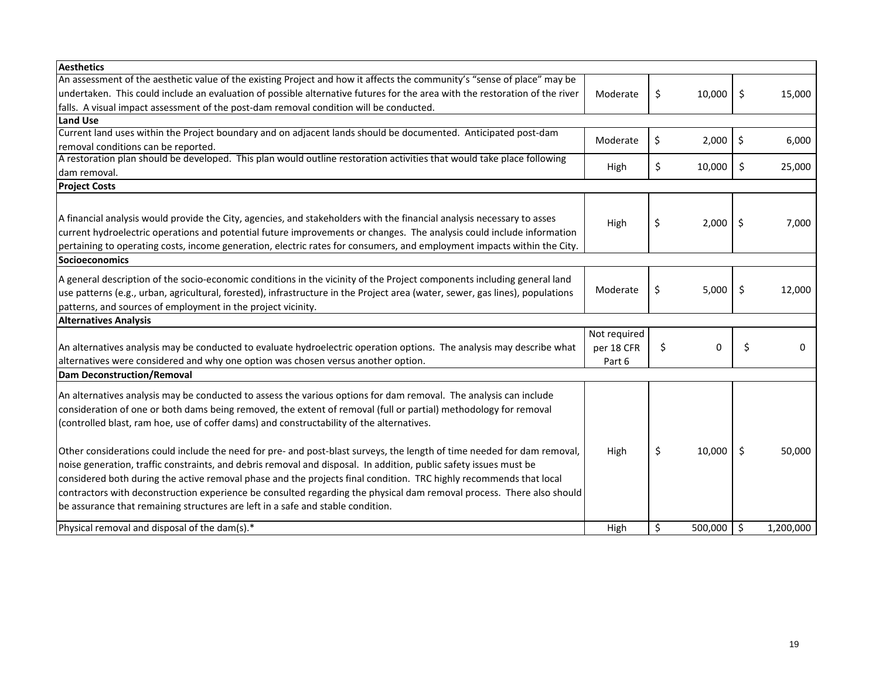| | | | |
|---|---|---|---|
| **Aesthetics** | | | |
| An assessment of the aesthetic value of the existing Project and how it affects the community's "sense of place" may be undertaken. This could include an evaluation of possible alternative futures for the area with the restoration of the river falls. A visual impact assessment of the post-dam removal condition will be conducted. | Moderate | $ 10,000 | $ 15,000 |
| **Land Use** | | | |
| Current land uses within the Project boundary and on adjacent lands should be documented. Anticipated post-dam removal conditions can be reported. | Moderate | $ 2,000 | $ 6,000 |
| A restoration plan should be developed. This plan would outline restoration activities that would take place following dam removal. | High | $ 10,000 | $ 25,000 |
| **Project Costs** | | | |
| A financial analysis would provide the City, agencies, and stakeholders with the financial analysis necessary to asses current hydroelectric operations and potential future improvements or changes. The analysis could include information pertaining to operating costs, income generation, electric rates for consumers, and employment impacts within the City. | High | $ 2,000 | $ 7,000 |
| **Socioeconomics** | | | |
| A general description of the socio-economic conditions in the vicinity of the Project components including general land use patterns (e.g., urban, agricultural, forested), infrastructure in the Project area (water, sewer, gas lines), populations patterns, and sources of employment in the project vicinity. | Moderate | $ 5,000 | $ 12,000 |
| **Alternatives Analysis** | | | |
| An alternatives analysis may be conducted to evaluate hydroelectric operation options. The analysis may describe what alternatives were considered and why one option was chosen versus another option. | Not required per 18 CFR Part 6 | $ 0 | $ 0 |
| **Dam Deconstruction/Removal** | | | |
| An alternatives analysis may be conducted to assess the various options for dam removal. The analysis can include consideration of one or both dams being removed, the extent of removal (full or partial) methodology for removal (controlled blast, ram hoe, use of coffer dams) and constructability of the alternatives.<br><br>Other considerations could include the need for pre- and post-blast surveys, the length of time needed for dam removal, noise generation, traffic constraints, and debris removal and disposal. In addition, public safety issues must be considered both during the active removal phase and the projects final condition. TRC highly recommends that local contractors with deconstruction experience be consulted regarding the physical dam removal process. There also should be assurance that remaining structures are left in a safe and stable condition. | High | $ 10,000 | $ 50,000 |
| Physical removal and disposal of the dam(s).* | High | $ 500,000 | $ 1,200,000 |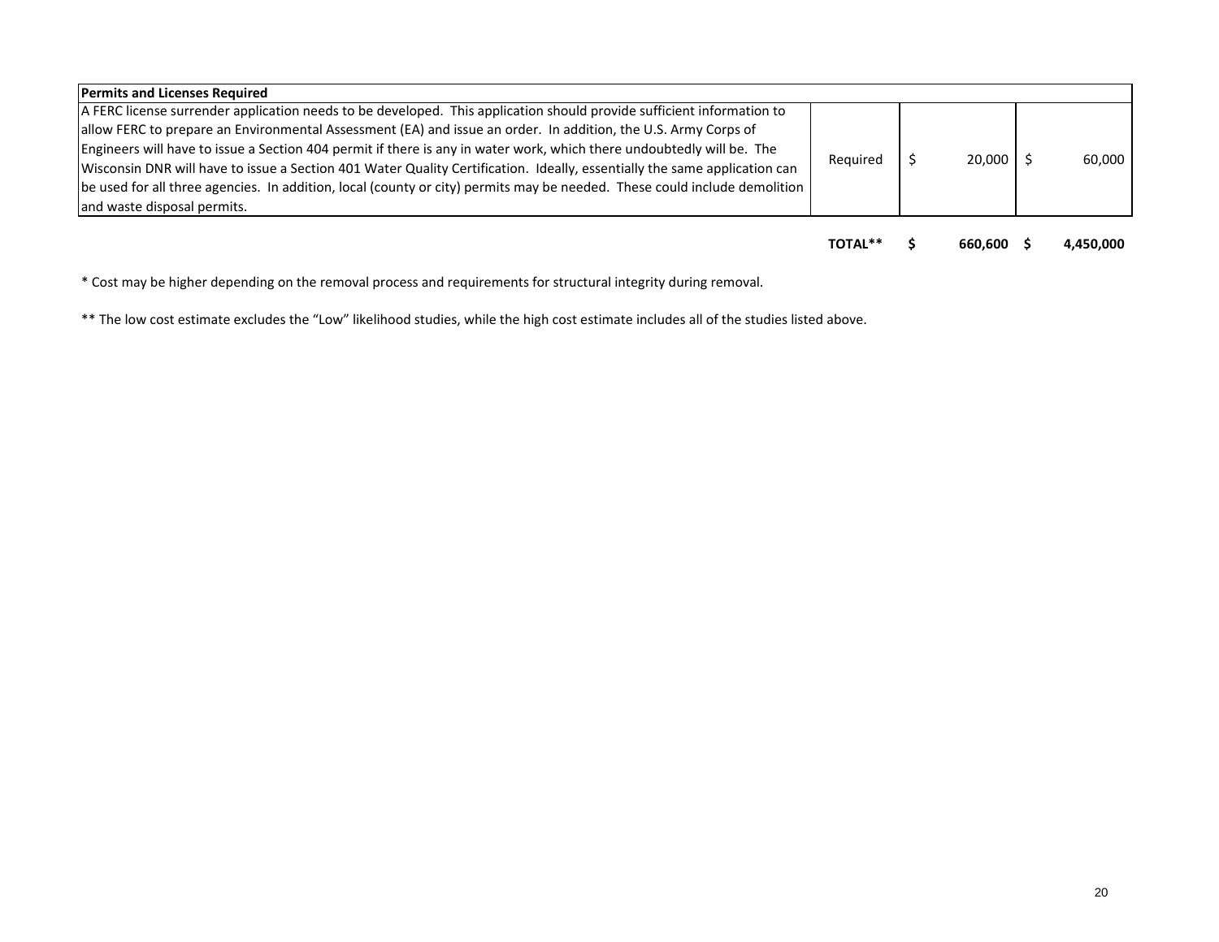| Permits and Licenses Required | | | |
|---|---|---|---|
| A FERC license surrender application needs to be developed. This application should provide sufficient information to allow FERC to prepare an Environmental Assessment (EA) and issue an order. In addition, the U.S. Army Corps of Engineers will have to issue a Section 404 permit if there is any in water work, which there undoubtedly will be. The Wisconsin DNR will have to issue a Section 401 Water Quality Certification. Ideally, essentially the same application can be used for all three agencies. In addition, local (county or city) permits may be needed. These could include demolition and waste disposal permits. | Required | $ 20,000 | $ 60,000 |
| | **TOTAL**** | **$ 660,600** | **$ 4,450,000** |

* Cost may be higher depending on the removal process and requirements for structural integrity during removal.

** The low cost estimate excludes the "Low" likelihood studies, while the high cost estimate includes all of the studies listed above.